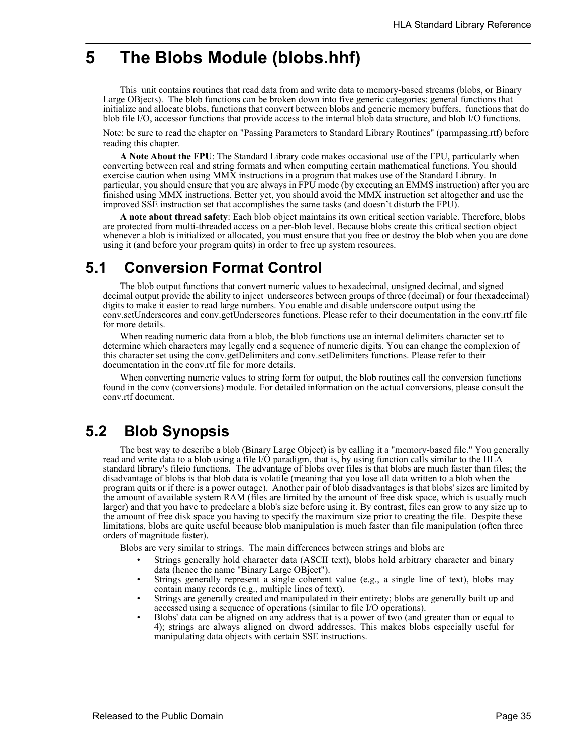# 5 The Blobs Module (blobs.hhf)

This unit contains routines that read data from and write data to memory-based streams (blobs, or Binary Large OBjects). The blob functions can be broken down into five generic categories: general functions that initialize and allocate blobs, functions that convert between blobs and generic memory buffers, functions that do blob file I/O, accessor functions that provide access to the internal blob data structure, and blob I/O functions.

Note: be sure to read the chapter on "Passing Parameters to Standard Library Routines" (parmpassing.rtf) before reading this chapter.

**A Note About the FPU**: The Standard Library code makes occasional use of the FPU, particularly when converting between real and string formats and when computing certain mathematical functions. You should exercise caution when using MMX instructions in a program that makes use of the Standard Library. In particular, you should ensure that you are always in FPU mode (by executing an EMMS instruction) after you are finished using MMX instructions. Better yet, you should avoid the MMX instruction set altogether and use the improved SSE instruction set that accomplishes the same tasks (and doesn't disturb the FPU).

**A note about thread safety**: Each blob object maintains its own critical section variable. Therefore, blobs are protected from multi-threaded access on a per-blob level. Because blobs create this critical section object whenever a blob is initialized or allocated, you must ensure that you free or destroy the blob when you are done using it (and before your program quits) in order to free up system resources.

## 5.1 Conversion Format Control

The blob output functions that convert numeric values to hexadecimal, unsigned decimal, and signed decimal output provide the ability to inject underscores between groups of three (decimal) or four (hexadecimal) digits to make it easier to read large numbers. You enable and disable underscore output using the conv.setUnderscores and conv.getUnderscores functions. Please refer to their documentation in the conv.rtf file for more details.

When reading numeric data from a blob, the blob functions use an internal delimiters character set to determine which characters may legally end a sequence of numeric digits. You can change the complexion of this character set using the conv.getDelimiters and conv.setDelimiters functions. Please refer to their documentation in the conv.rtf file for more details.

When converting numeric values to string form for output, the blob routines call the conversion functions found in the conv (conversions) module. For detailed information on the actual conversions, please consult the conv.rtf document.

## 5.2 Blob Synopsis

The best way to describe a blob (Binary Large Object) is by calling it a "memory-based file." You generally read and write data to a blob using a file I/O paradigm, that is, by using function calls similar to the HLA standard library's fileio functions. The advantage of blobs over files is that blobs are much faster than files; the disadvantage of blobs is that blob data is volatile (meaning that you lose all data written to a blob when the program quits or if there is a power outage). Another pair of blob disadvantages is that blobs' sizes are limited by the amount of available system RAM (files are limited by the amount of free disk space, which is usually much larger) and that you have to predeclare a blob's size before using it. By contrast, files can grow to any size up to the amount of free disk space you having to specify the maximum size prior to creating the file. Despite these limitations, blobs are quite useful because blob manipulation is much faster than file manipulation (often three orders of magnitude faster).

Blobs are very similar to strings. The main differences between strings and blobs are

- Strings generally hold character data (ASCII text), blobs hold arbitrary character and binary data (hence the name "Binary Large OBject").
- Strings generally represent a single coherent value (e.g., a single line of text), blobs may contain many records (e.g., multiple lines of text).
- Strings are generally created and manipulated in their entirety; blobs are generally built up and accessed using a sequence of operations (similar to file I/O operations).
- Blobs' data can be aligned on any address that is a power of two (and greater than or equal to 4); strings are always aligned on dword addresses. This makes blobs especially useful for manipulating data objects with certain SSE instructions.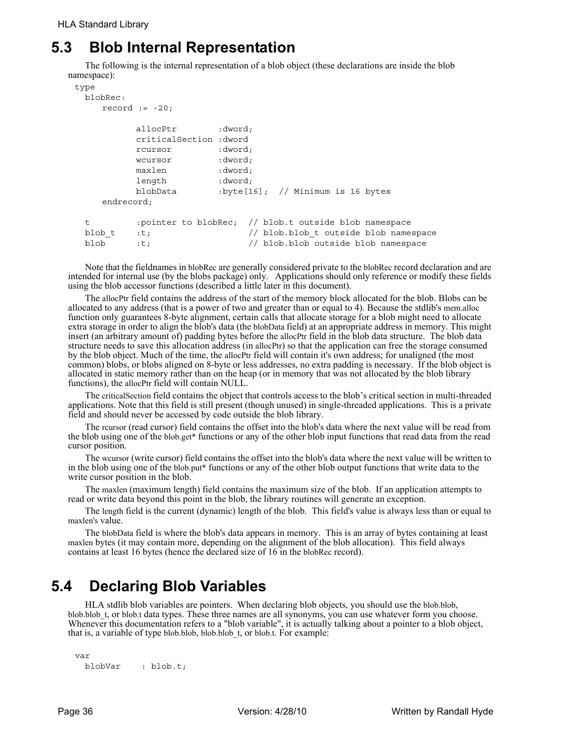## 5.3 Blob Internal Representation

The following is the internal representation of a blob object (these declarations are inside the blob namespace):

```
type
  blobRec:
     record := -20;

           allocPtr        :dword;
           criticalSection :dword
           rcursor         :dword;
           wcursor         :dword;
           maxlen          :dword;
           length          :dword;
           blobData        :byte[16];  // Minimum is 16 bytes
     endrecord;

  t         :pointer to blobRec;  // blob.t outside blob namespace
  blob_t    :t;                   // blob.blob_t outside blob namespace
  blob      :t;                   // blob.blob outside blob namespace
```

Note that the fieldnames in blobRec are generally considered private to the blobRec record declaration and are intended for internal use (by the blobs package) only. Applications should only reference or modify these fields using the blob accessor functions (described a little later in this document).

The allocPtr field contains the address of the start of the memory block allocated for the blob. Blobs can be allocated to any address (that is a power of two and greater than or equal to 4). Because the stdlib's mem.alloc function only guarantees 8-byte alignment, certain calls that allocate storage for a blob might need to allocate extra storage in order to align the blob's data (the blobData field) at an appropriate address in memory. This might insert (an arbitrary amount of) padding bytes before the allocPtr field in the blob data structure. The blob data structure needs to save this allocation address (in allocPtr) so that the application can free the storage consumed by the blob object. Much of the time, the allocPtr field will contain it's own address; for unaligned (the most common) blobs, or blobs aligned on 8-byte or less addresses, no extra padding is necessary. If the blob object is allocated in static memory rather than on the heap (or in memory that was not allocated by the blob library functions), the allocPtr field will contain NULL.

The criticalSection field contains the object that controls access to the blob's critical section in multi-threaded applications. Note that this field is still present (though unused) in single-threaded applications. This is a private field and should never be accessed by code outside the blob library.

The rcursor (read cursor) field contains the offset into the blob's data where the next value will be read from the blob using one of the blob.get* functions or any of the other blob input functions that read data from the read cursor position.

The wcursor (write cursor) field contains the offset into the blob's data where the next value will be written to in the blob using one of the blob.put* functions or any of the other blob output functions that write data to the write cursor position in the blob.

The maxlen (maximum length) field contains the maximum size of the blob. If an application attempts to read or write data beyond this point in the blob, the library routines will generate an exception.

The length field is the current (dynamic) length of the blob. This field's value is always less than or equal to maxlen's value.

The blobData field is where the blob's data appears in memory. This is an array of bytes containing at least maxlen bytes (it may contain more, depending on the alignment of the blob allocation). This field always contains at least 16 bytes (hence the declared size of 16 in the blobRec record).

## 5.4 Declaring Blob Variables

HLA stdlib blob variables are pointers. When declaring blob objects, you should use the blob.blob, blob.blob_t, or blob.t data types. These three names are all synonyms, you can use whatever form you choose. Whenever this documentation refers to a "blob variable", it is actually talking about a pointer to a blob object, that is, a variable of type blob.blob, blob.blob_t, or blob.t. For example:

```
var
  blobVar    : blob.t;
```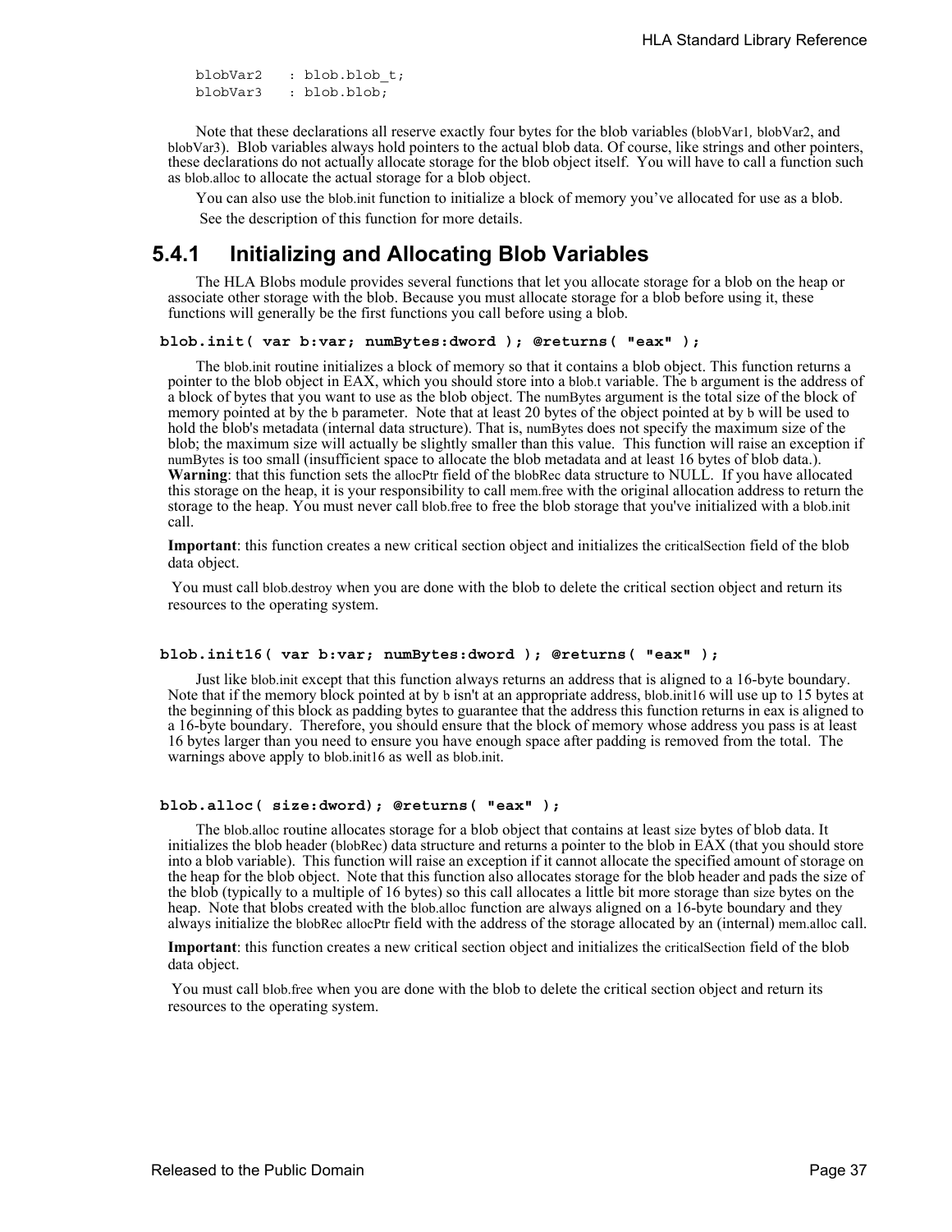```
blobVar2    : blob.blob_t;
blobVar3    : blob.blob;
```

Note that these declarations all reserve exactly four bytes for the blob variables (blobVar1, blobVar2, and blobVar3). Blob variables always hold pointers to the actual blob data. Of course, like strings and other pointers, these declarations do not actually allocate storage for the blob object itself. You will have to call a function such as blob.alloc to allocate the actual storage for a blob object.

You can also use the blob.init function to initialize a block of memory you've allocated for use as a blob. See the description of this function for more details.

## 5.4.1 Initializing and Allocating Blob Variables

The HLA Blobs module provides several functions that let you allocate storage for a blob on the heap or associate other storage with the blob. Because you must allocate storage for a blob before using it, these functions will generally be the first functions you call before using a blob.

**blob.init( var b:var; numBytes:dword ); @returns( "eax" );**

The blob.init routine initializes a block of memory so that it contains a blob object. This function returns a pointer to the blob object in EAX, which you should store into a blob.t variable. The b argument is the address of a block of bytes that you want to use as the blob object. The numBytes argument is the total size of the block of memory pointed at by the b parameter. Note that at least 20 bytes of the object pointed at by b will be used to hold the blob's metadata (internal data structure). That is, numBytes does not specify the maximum size of the blob; the maximum size will actually be slightly smaller than this value. This function will raise an exception if numBytes is too small (insufficient space to allocate the blob metadata and at least 16 bytes of blob data.). **Warning**: that this function sets the allocPtr field of the blobRec data structure to NULL. If you have allocated this storage on the heap, it is your responsibility to call mem.free with the original allocation address to return the storage to the heap. You must never call blob.free to free the blob storage that you've initialized with a blob.init call.

**Important**: this function creates a new critical section object and initializes the criticalSection field of the blob data object.

You must call blob.destroy when you are done with the blob to delete the critical section object and return its resources to the operating system.

**blob.init16( var b:var; numBytes:dword ); @returns( "eax" );**

Just like blob.init except that this function always returns an address that is aligned to a 16-byte boundary. Note that if the memory block pointed at by b isn't at an appropriate address, blob.init16 will use up to 15 bytes at the beginning of this block as padding bytes to guarantee that the address this function returns in eax is aligned to a 16-byte boundary. Therefore, you should ensure that the block of memory whose address you pass is at least 16 bytes larger than you need to ensure you have enough space after padding is removed from the total. The warnings above apply to blob.init16 as well as blob.init.

**blob.alloc( size:dword); @returns( "eax" );**

The blob.alloc routine allocates storage for a blob object that contains at least size bytes of blob data. It initializes the blob header (blobRec) data structure and returns a pointer to the blob in EAX (that you should store into a blob variable). This function will raise an exception if it cannot allocate the specified amount of storage on the heap for the blob object. Note that this function also allocates storage for the blob header and pads the size of the blob (typically to a multiple of 16 bytes) so this call allocates a little bit more storage than size bytes on the heap. Note that blobs created with the blob.alloc function are always aligned on a 16-byte boundary and they always initialize the blobRec allocPtr field with the address of the storage allocated by an (internal) mem.alloc call.

**Important**: this function creates a new critical section object and initializes the criticalSection field of the blob data object.

You must call blob.free when you are done with the blob to delete the critical section object and return its resources to the operating system.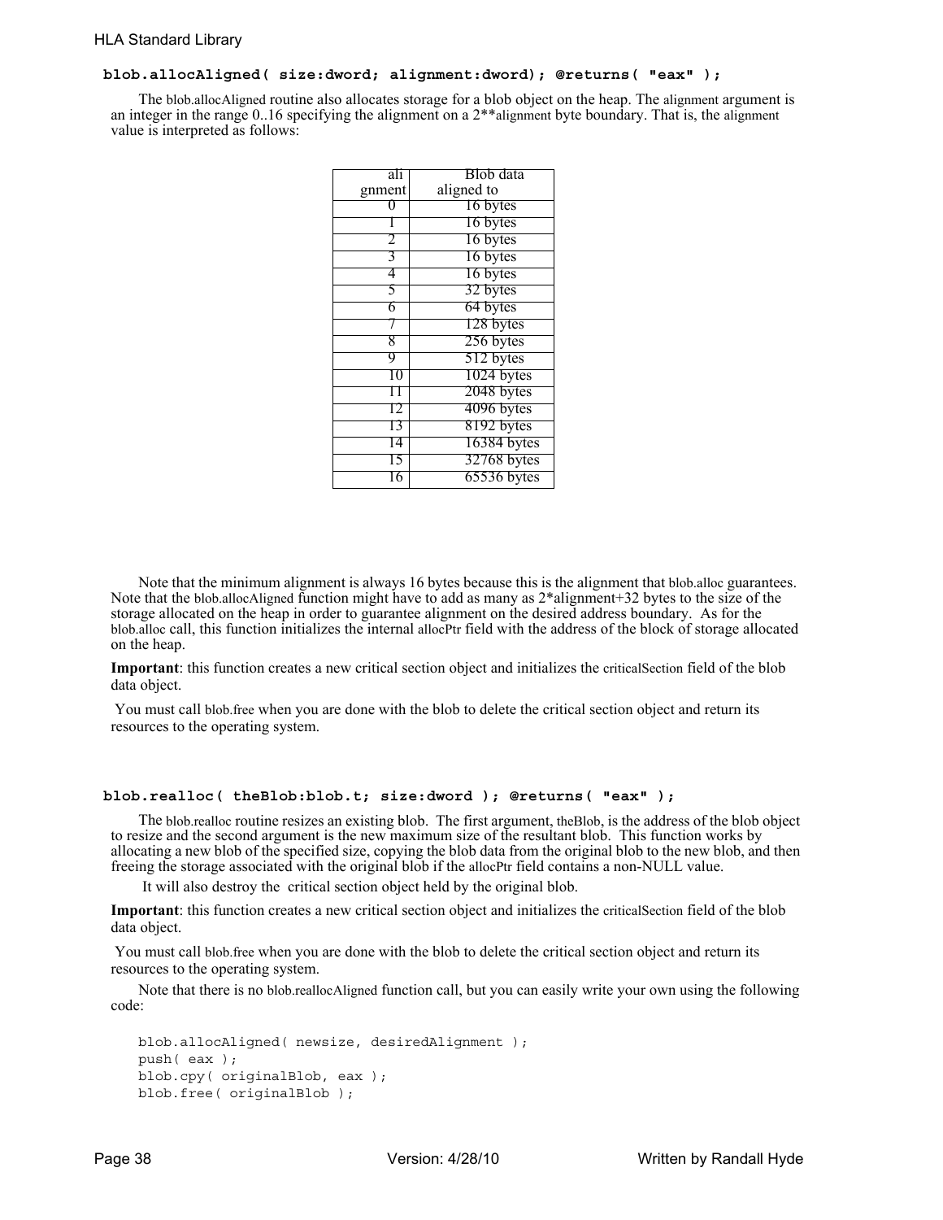### blob.allocAligned( size:dword; alignment:dword); @returns( "eax" );

The blob.allocAligned routine also allocates storage for a blob object on the heap. The alignment argument is an integer in the range 0..16 specifying the alignment on a 2**alignment byte boundary. That is, the alignment value is interpreted as follows:

| alignment | Blob data aligned to |
|---|---|
| 0 | 16 bytes |
| 1 | 16 bytes |
| 2 | 16 bytes |
| 3 | 16 bytes |
| 4 | 16 bytes |
| 5 | 32 bytes |
| 6 | 64 bytes |
| 7 | 128 bytes |
| 8 | 256 bytes |
| 9 | 512 bytes |
| 10 | 1024 bytes |
| 11 | 2048 bytes |
| 12 | 4096 bytes |
| 13 | 8192 bytes |
| 14 | 16384 bytes |
| 15 | 32768 bytes |
| 16 | 65536 bytes |

Note that the minimum alignment is always 16 bytes because this is the alignment that blob.alloc guarantees. Note that the blob.allocAligned function might have to add as many as 2*alignment+32 bytes to the size of the storage allocated on the heap in order to guarantee alignment on the desired address boundary. As for the blob.alloc call, this function initializes the internal allocPtr field with the address of the block of storage allocated on the heap.

**Important**: this function creates a new critical section object and initializes the criticalSection field of the blob data object.

You must call blob.free when you are done with the blob to delete the critical section object and return its resources to the operating system.

### blob.realloc( theBlob:blob.t; size:dword ); @returns( "eax" );

The blob.realloc routine resizes an existing blob. The first argument, theBlob, is the address of the blob object to resize and the second argument is the new maximum size of the resultant blob. This function works by allocating a new blob of the specified size, copying the blob data from the original blob to the new blob, and then freeing the storage associated with the original blob if the allocPtr field contains a non-NULL value.

It will also destroy the critical section object held by the original blob.

**Important**: this function creates a new critical section object and initializes the criticalSection field of the blob data object.

You must call blob.free when you are done with the blob to delete the critical section object and return its resources to the operating system.

Note that there is no blob.reallocAligned function call, but you can easily write your own using the following code:

```
blob.allocAligned( newsize, desiredAlignment );
push( eax );
blob.cpy( originalBlob, eax );
blob.free( originalBlob );
```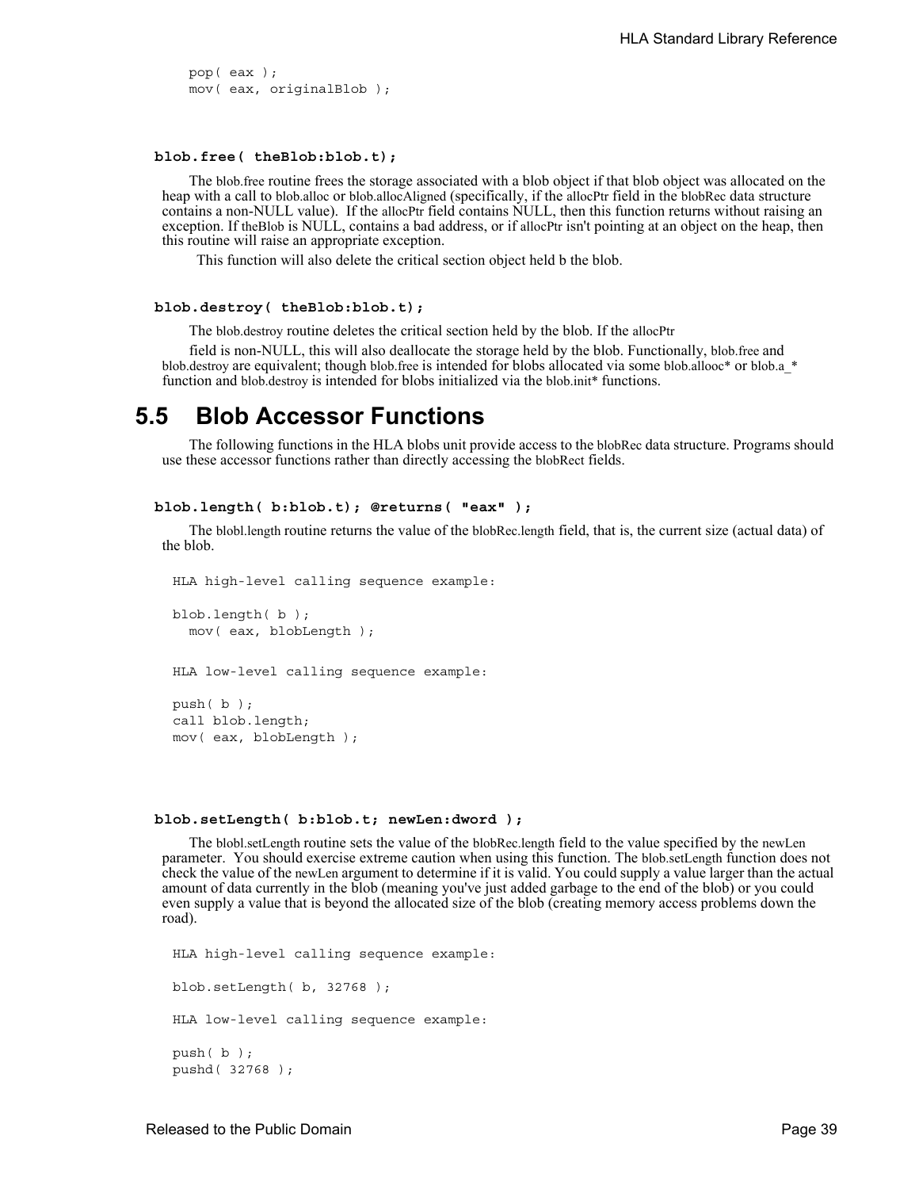```
pop( eax );
mov( eax, originalBlob );
```

### blob.free( theBlob:blob.t);

The blob.free routine frees the storage associated with a blob object if that blob object was allocated on the heap with a call to blob.alloc or blob.allocAligned (specifically, if the allocPtr field in the blobRec data structure contains a non-NULL value). If the allocPtr field contains NULL, then this function returns without raising an exception. If theBlob is NULL, contains a bad address, or if allocPtr isn't pointing at an object on the heap, then this routine will raise an appropriate exception.

This function will also delete the critical section object held b the blob.

### blob.destroy( theBlob:blob.t);

The blob.destroy routine deletes the critical section held by the blob. If the allocPtr

field is non-NULL, this will also deallocate the storage held by the blob. Functionally, blob.free and blob.destroy are equivalent; though blob.free is intended for blobs allocated via some blob.allooc* or blob.a_* function and blob.destroy is intended for blobs initialized via the blob.init* functions.

## 5.5 Blob Accessor Functions

The following functions in the HLA blobs unit provide access to the blobRec data structure. Programs should use these accessor functions rather than directly accessing the blobRect fields.

### blob.length( b:blob.t); @returns( "eax" );

The blobl.length routine returns the value of the blobRec.length field, that is, the current size (actual data) of the blob.

```
HLA high-level calling sequence example:

blob.length( b );
  mov( eax, blobLength );


HLA low-level calling sequence example:

push( b );
call blob.length;
mov( eax, blobLength );
```

### blob.setLength( b:blob.t; newLen:dword );

The blobl.setLength routine sets the value of the blobRec.length field to the value specified by the newLen parameter. You should exercise extreme caution when using this function. The blob.setLength function does not check the value of the newLen argument to determine if it is valid. You could supply a value larger than the actual amount of data currently in the blob (meaning you've just added garbage to the end of the blob) or you could even supply a value that is beyond the allocated size of the blob (creating memory access problems down the road).

```
HLA high-level calling sequence example:

blob.setLength( b, 32768 );

HLA low-level calling sequence example:

push( b );
pushd( 32768 );
```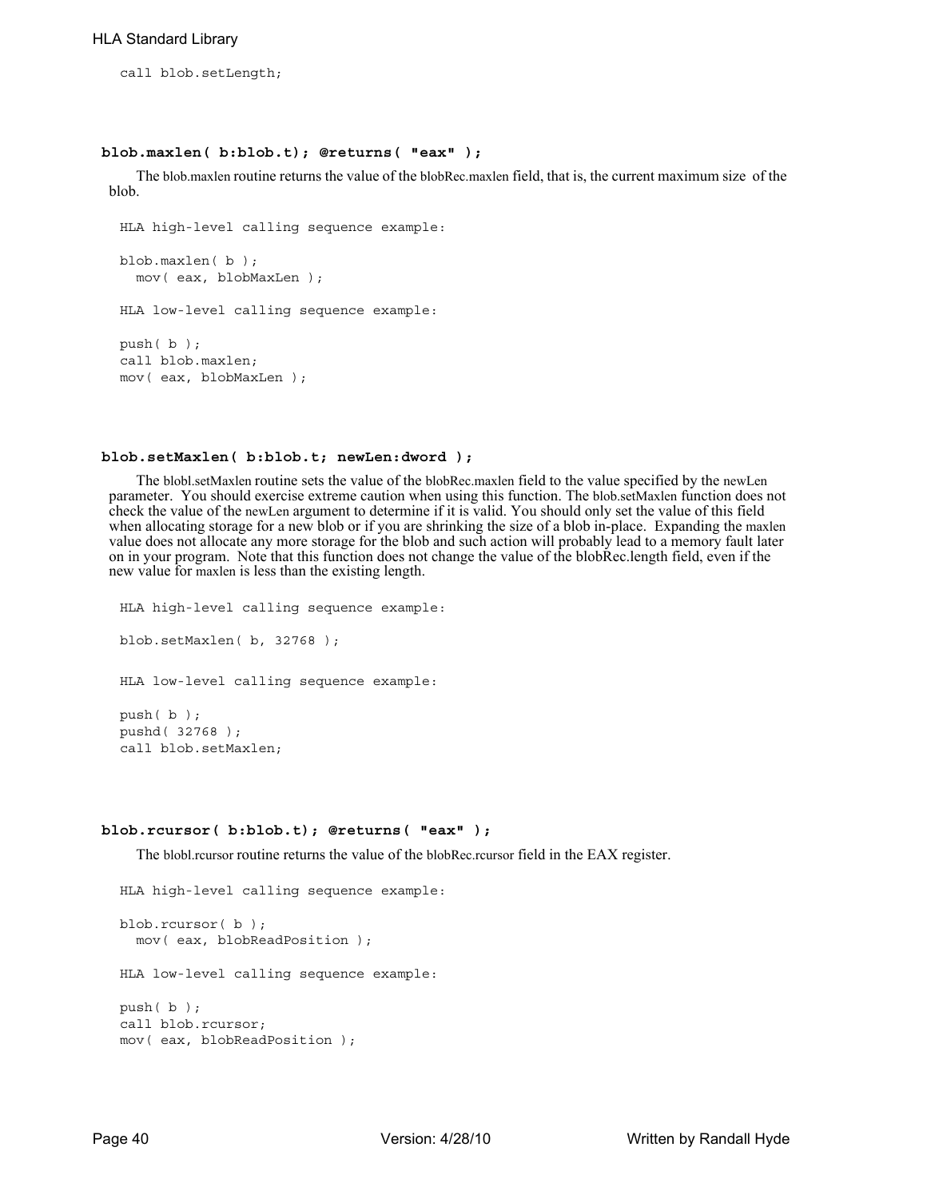```
call blob.setLength;
```

### blob.maxlen( b:blob.t); @returns( "eax" );

The blob.maxlen routine returns the value of the blobRec.maxlen field, that is, the current maximum size of the blob.

```
HLA high-level calling sequence example:

blob.maxlen( b );
  mov( eax, blobMaxLen );

HLA low-level calling sequence example:

push( b );
call blob.maxlen;
mov( eax, blobMaxLen );
```

### blob.setMaxlen( b:blob.t; newLen:dword );

The blobl.setMaxlen routine sets the value of the blobRec.maxlen field to the value specified by the newLen parameter. You should exercise extreme caution when using this function. The blob.setMaxlen function does not check the value of the newLen argument to determine if it is valid. You should only set the value of this field when allocating storage for a new blob or if you are shrinking the size of a blob in-place. Expanding the maxlen value does not allocate any more storage for the blob and such action will probably lead to a memory fault later on in your program. Note that this function does not change the value of the blobRec.length field, even if the new value for maxlen is less than the existing length.

```
HLA high-level calling sequence example:

blob.setMaxlen( b, 32768 );


HLA low-level calling sequence example:

push( b );
pushd( 32768 );
call blob.setMaxlen;
```

### blob.rcursor( b:blob.t); @returns( "eax" );

The blobl.rcursor routine returns the value of the blobRec.rcursor field in the EAX register.

```
HLA high-level calling sequence example:

blob.rcursor( b );
  mov( eax, blobReadPosition );

HLA low-level calling sequence example:

push( b );
call blob.rcursor;
mov( eax, blobReadPosition );
```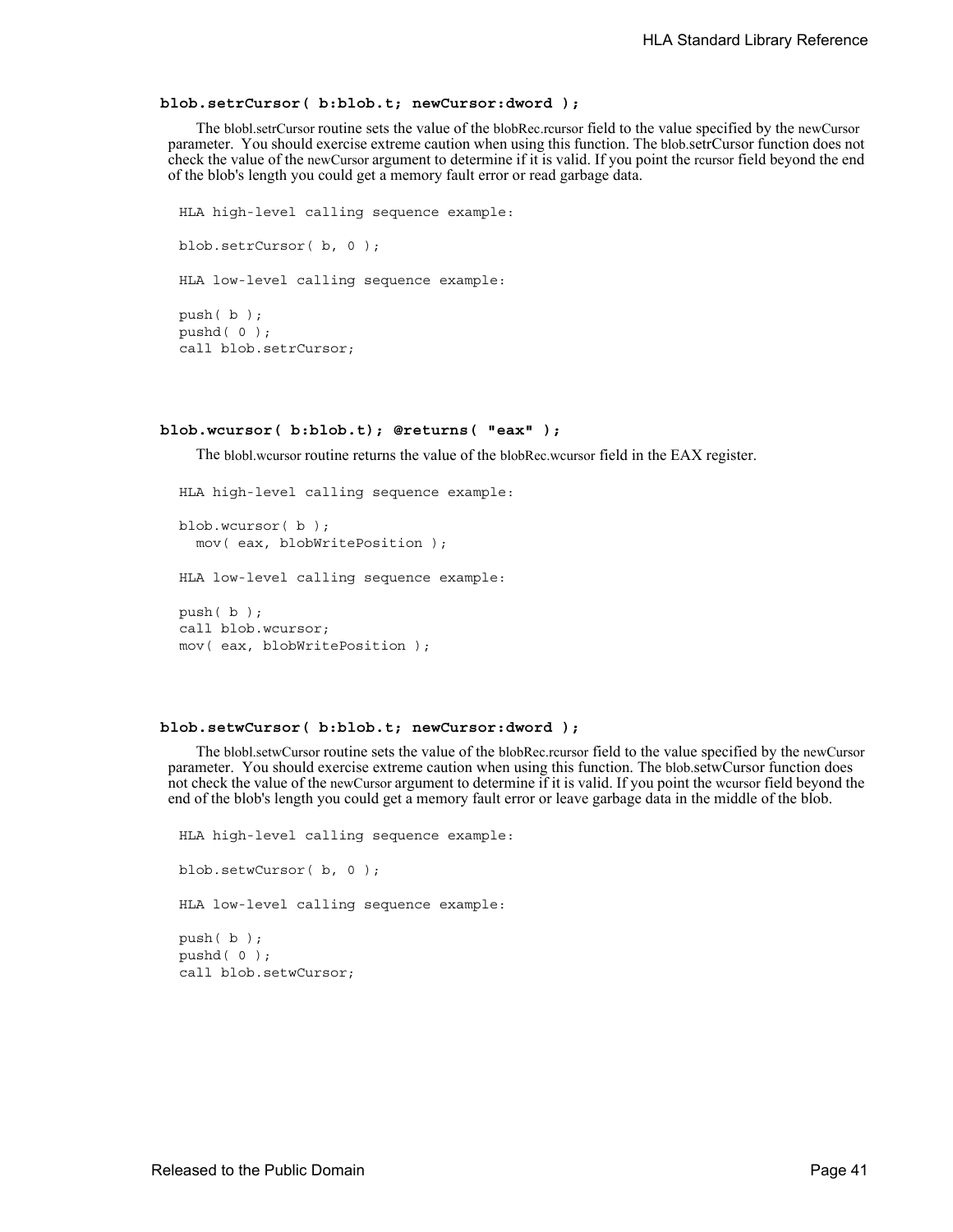### **blob.setrCursor( b:blob.t; newCursor:dword );**

The blobl.setrCursor routine sets the value of the blobRec.rcursor field to the value specified by the newCursor parameter. You should exercise extreme caution when using this function. The blob.setrCursor function does not check the value of the newCursor argument to determine if it is valid. If you point the rcursor field beyond the end of the blob's length you could get a memory fault error or read garbage data.

```
HLA high-level calling sequence example:

blob.setrCursor( b, 0 );

HLA low-level calling sequence example:

push( b );
pushd( 0 );
call blob.setrCursor;
```

### **blob.wcursor( b:blob.t); @returns( "eax" );**

The blobl.wcursor routine returns the value of the blobRec.wcursor field in the EAX register.

```
HLA high-level calling sequence example:

blob.wcursor( b );
  mov( eax, blobWritePosition );

HLA low-level calling sequence example:

push( b );
call blob.wcursor;
mov( eax, blobWritePosition );
```

### **blob.setwCursor( b:blob.t; newCursor:dword );**

The blobl.setwCursor routine sets the value of the blobRec.rcursor field to the value specified by the newCursor parameter. You should exercise extreme caution when using this function. The blob.setwCursor function does not check the value of the newCursor argument to determine if it is valid. If you point the wcursor field beyond the end of the blob's length you could get a memory fault error or leave garbage data in the middle of the blob.

```
HLA high-level calling sequence example:

blob.setwCursor( b, 0 );

HLA low-level calling sequence example:

push( b );
pushd( 0 );
call blob.setwCursor;
```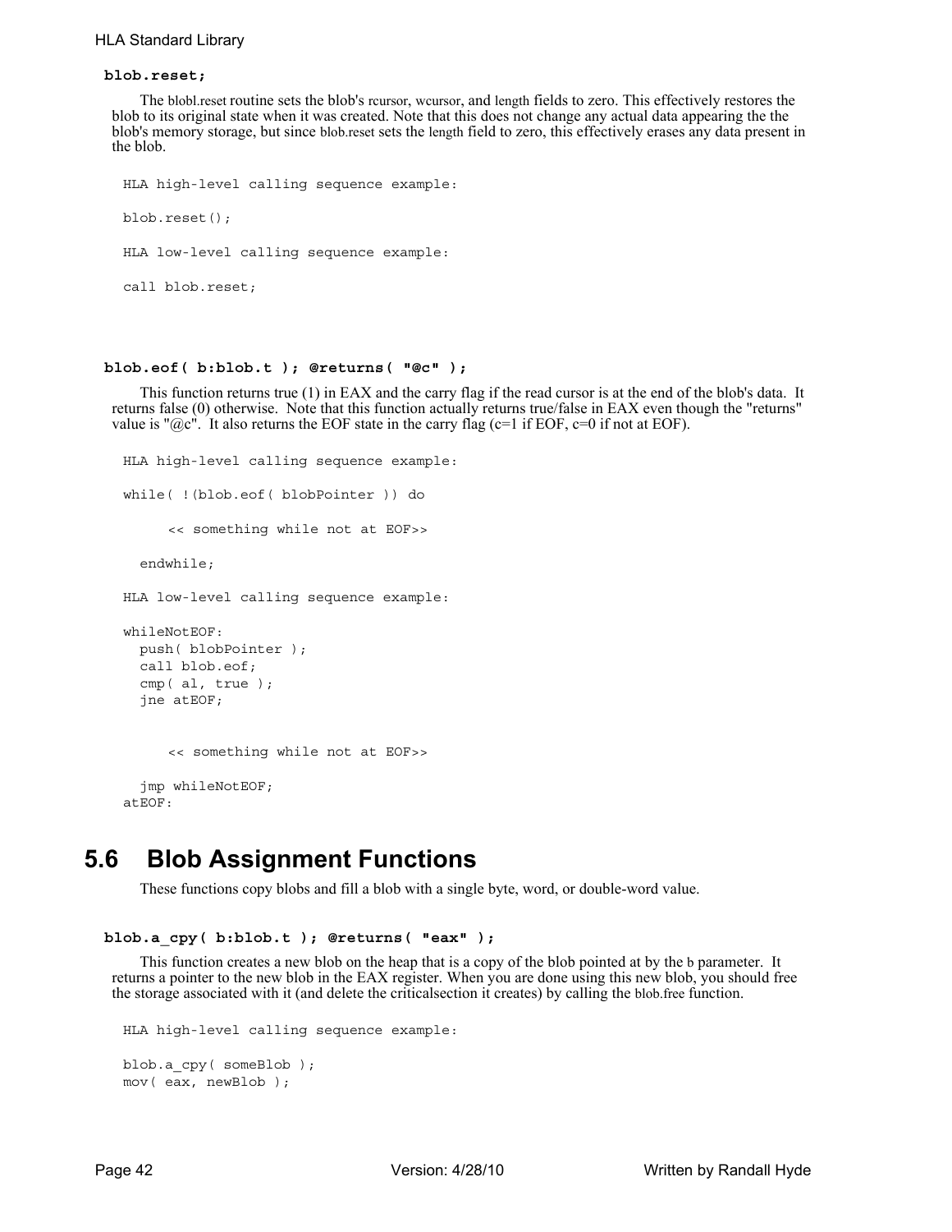**blob.reset;**

The blobl.reset routine sets the blob's rcursor, wcursor, and length fields to zero. This effectively restores the blob to its original state when it was created. Note that this does not change any actual data appearing the the blob's memory storage, but since blob.reset sets the length field to zero, this effectively erases any data present in the blob.

```
HLA high-level calling sequence example:

blob.reset();

HLA low-level calling sequence example:

call blob.reset;
```

**blob.eof( b:blob.t ); @returns( "@c" );**

This function returns true (1) in EAX and the carry flag if the read cursor is at the end of the blob's data. It returns false (0) otherwise. Note that this function actually returns true/false in EAX even though the "returns" value is "@c". It also returns the EOF state in the carry flag (c=1 if EOF, c=0 if not at EOF).

```
HLA high-level calling sequence example:

while( !(blob.eof( blobPointer )) do

     << something while not at EOF>>

  endwhile;

HLA low-level calling sequence example:

whileNotEOF:
  push( blobPointer );
  call blob.eof;
  cmp( al, true );
  jne atEOF;


     << something while not at EOF>>

  jmp whileNotEOF;
atEOF:
```

## 5.6 Blob Assignment Functions

These functions copy blobs and fill a blob with a single byte, word, or double-word value.

**blob.a_cpy( b:blob.t ); @returns( "eax" );**

This function creates a new blob on the heap that is a copy of the blob pointed at by the b parameter. It returns a pointer to the new blob in the EAX register. When you are done using this new blob, you should free the storage associated with it (and delete the criticalsection it creates) by calling the blob.free function.

```
HLA high-level calling sequence example:

blob.a_cpy( someBlob );
mov( eax, newBlob );
```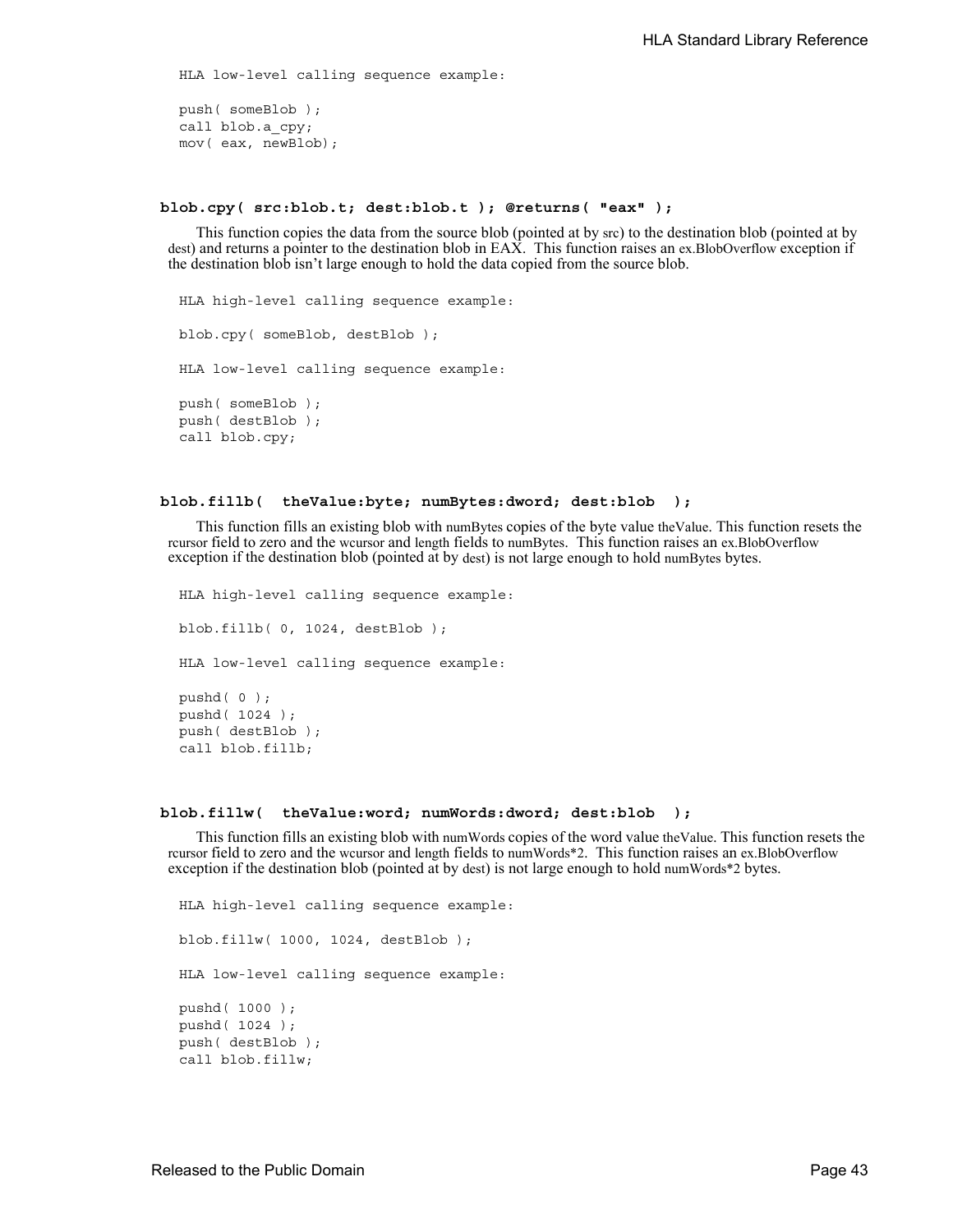HLA low-level calling sequence example:

```
push( someBlob );
call blob.a_cpy;
mov( eax, newBlob);
```

### blob.cpy( src:blob.t; dest:blob.t ); @returns( "eax" );

This function copies the data from the source blob (pointed at by src) to the destination blob (pointed at by dest) and returns a pointer to the destination blob in EAX. This function raises an ex.BlobOverflow exception if the destination blob isn't large enough to hold the data copied from the source blob.

HLA high-level calling sequence example:

```
blob.cpy( someBlob, destBlob );
```

HLA low-level calling sequence example:

```
push( someBlob );
push( destBlob );
call blob.cpy;
```

### blob.fillb( theValue:byte; numBytes:dword; dest:blob );

This function fills an existing blob with numBytes copies of the byte value theValue. This function resets the rcursor field to zero and the wcursor and length fields to numBytes. This function raises an ex.BlobOverflow exception if the destination blob (pointed at by dest) is not large enough to hold numBytes bytes.

HLA high-level calling sequence example:

```
blob.fillb( 0, 1024, destBlob );
```

HLA low-level calling sequence example:

```
pushd( 0 );
pushd( 1024 );
push( destBlob );
call blob.fillb;
```

### blob.fillw( theValue:word; numWords:dword; dest:blob );

This function fills an existing blob with numWords copies of the word value theValue. This function resets the rcursor field to zero and the wcursor and length fields to numWords*2. This function raises an ex.BlobOverflow exception if the destination blob (pointed at by dest) is not large enough to hold numWords*2 bytes.

HLA high-level calling sequence example:

```
blob.fillw( 1000, 1024, destBlob );
```

HLA low-level calling sequence example:

```
pushd( 1000 );
pushd( 1024 );
push( destBlob );
call blob.fillw;
```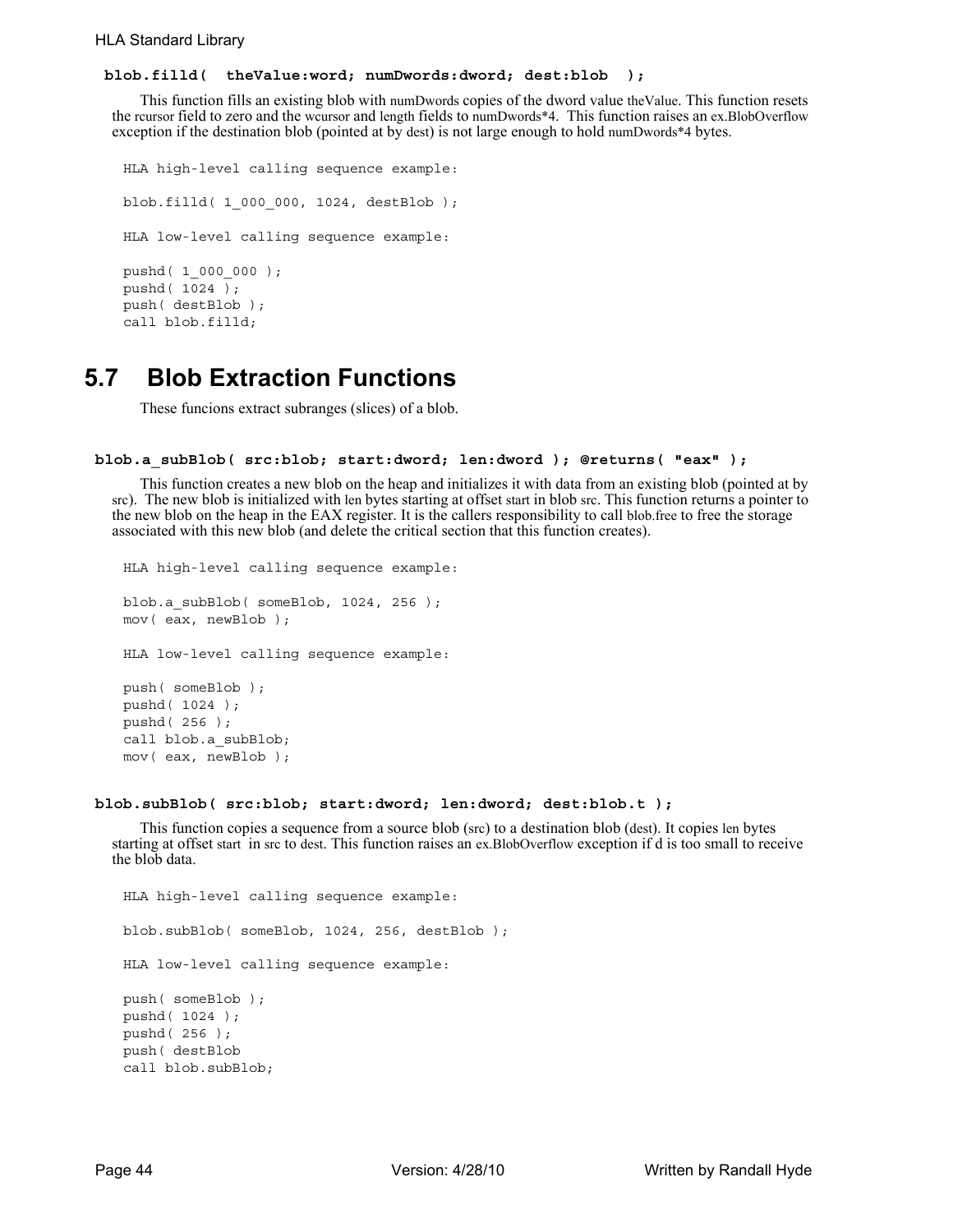**blob.filld( theValue:word; numDwords:dword; dest:blob );**

This function fills an existing blob with numDwords copies of the dword value theValue. This function resets the rcursor field to zero and the wcursor and length fields to numDwords*4. This function raises an ex.BlobOverflow exception if the destination blob (pointed at by dest) is not large enough to hold numDwords*4 bytes.

```
HLA high-level calling sequence example:

blob.filld( 1_000_000, 1024, destBlob );

HLA low-level calling sequence example:

pushd( 1_000_000 );
pushd( 1024 );
push( destBlob );
call blob.filld;
```

## 5.7 Blob Extraction Functions

These funcions extract subranges (slices) of a blob.

**blob.a_subBlob( src:blob; start:dword; len:dword ); @returns( "eax" );**

This function creates a new blob on the heap and initializes it with data from an existing blob (pointed at by src). The new blob is initialized with len bytes starting at offset start in blob src. This function returns a pointer to the new blob on the heap in the EAX register. It is the callers responsibility to call blob.free to free the storage associated with this new blob (and delete the critical section that this function creates).

```
HLA high-level calling sequence example:

blob.a_subBlob( someBlob, 1024, 256 );
mov( eax, newBlob );

HLA low-level calling sequence example:

push( someBlob );
pushd( 1024 );
pushd( 256 );
call blob.a_subBlob;
mov( eax, newBlob );
```

**blob.subBlob( src:blob; start:dword; len:dword; dest:blob.t );**

This function copies a sequence from a source blob (src) to a destination blob (dest). It copies len bytes starting at offset start in src to dest. This function raises an ex.BlobOverflow exception if d is too small to receive the blob data.

```
HLA high-level calling sequence example:

blob.subBlob( someBlob, 1024, 256, destBlob );

HLA low-level calling sequence example:

push( someBlob );
pushd( 1024 );
pushd( 256 );
push( destBlob
call blob.subBlob;
```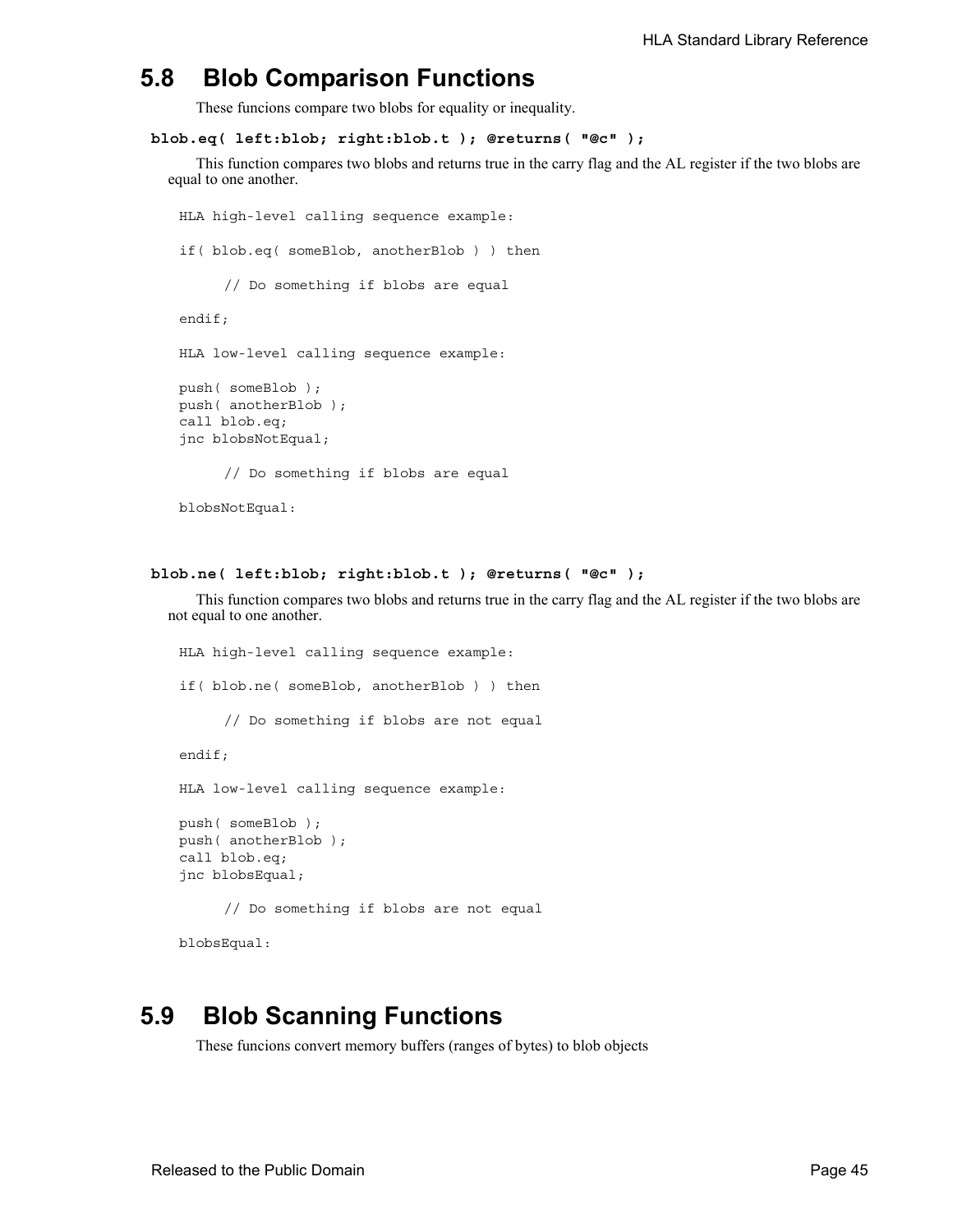## 5.8 Blob Comparison Functions

These funcions compare two blobs for equality or inequality.

**blob.eq( left:blob; right:blob.t ); @returns( "@c" );**

This function compares two blobs and returns true in the carry flag and the AL register if the two blobs are equal to one another.

```
HLA high-level calling sequence example:

if( blob.eq( someBlob, anotherBlob ) ) then

      // Do something if blobs are equal

endif;

HLA low-level calling sequence example:

push( someBlob );
push( anotherBlob );
call blob.eq;
jnc blobsNotEqual;

      // Do something if blobs are equal

blobsNotEqual:
```

**blob.ne( left:blob; right:blob.t ); @returns( "@c" );**

This function compares two blobs and returns true in the carry flag and the AL register if the two blobs are not equal to one another.

```
HLA high-level calling sequence example:

if( blob.ne( someBlob, anotherBlob ) ) then

      // Do something if blobs are not equal

endif;

HLA low-level calling sequence example:

push( someBlob );
push( anotherBlob );
call blob.eq;
jnc blobsEqual;

      // Do something if blobs are not equal

blobsEqual:
```

## 5.9 Blob Scanning Functions

These funcions convert memory buffers (ranges of bytes) to blob objects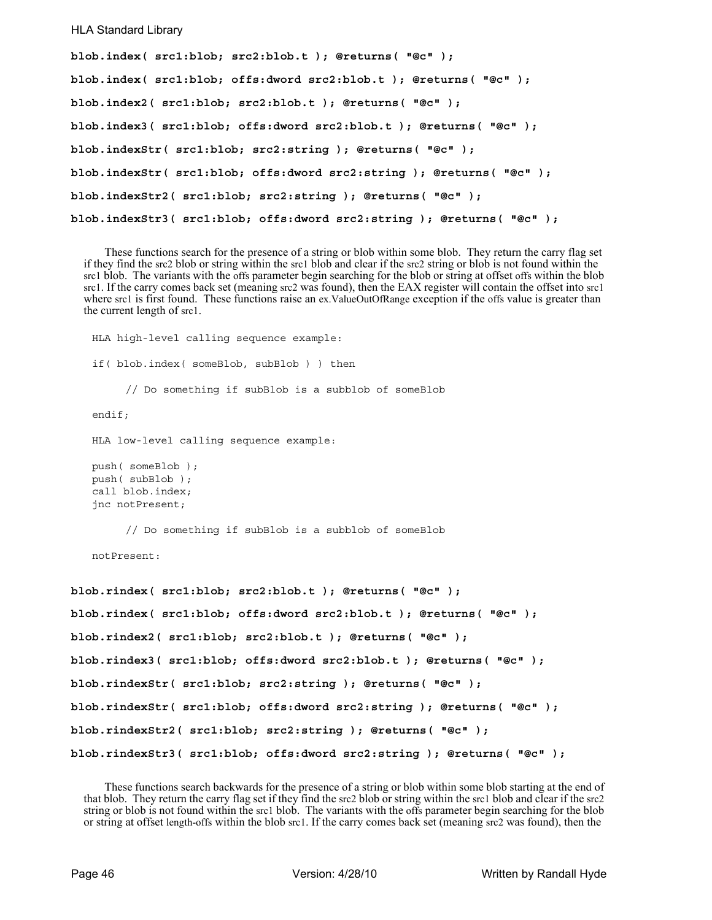**blob.index( src1:blob; src2:blob.t ); @returns( "@c" );**

**blob.index( src1:blob; offs:dword src2:blob.t ); @returns( "@c" );**

**blob.index2( src1:blob; src2:blob.t ); @returns( "@c" );**

**blob.index3( src1:blob; offs:dword src2:blob.t ); @returns( "@c" );**

**blob.indexStr( src1:blob; src2:string ); @returns( "@c" );**

**blob.indexStr( src1:blob; offs:dword src2:string ); @returns( "@c" );**

**blob.indexStr2( src1:blob; src2:string ); @returns( "@c" );**

**blob.indexStr3( src1:blob; offs:dword src2:string ); @returns( "@c" );**

These functions search for the presence of a string or blob within some blob. They return the carry flag set if they find the src2 blob or string within the src1 blob and clear if the src2 string or blob is not found within the src1 blob. The variants with the offs parameter begin searching for the blob or string at offset offs within the blob src1. If the carry comes back set (meaning src2 was found), then the EAX register will contain the offset into src1 where src1 is first found. These functions raise an ex.ValueOutOfRange exception if the offs value is greater than the current length of src1.

```
HLA high-level calling sequence example:

if( blob.index( someBlob, subBlob ) ) then

      // Do something if subBlob is a subblob of someBlob

endif;

HLA low-level calling sequence example:

push( someBlob );
push( subBlob );
call blob.index;
jnc notPresent;

      // Do something if subBlob is a subblob of someBlob

notPresent:
```

**blob.rindex( src1:blob; src2:blob.t ); @returns( "@c" );**

**blob.rindex( src1:blob; offs:dword src2:blob.t ); @returns( "@c" );**

**blob.rindex2( src1:blob; src2:blob.t ); @returns( "@c" );**

**blob.rindex3( src1:blob; offs:dword src2:blob.t ); @returns( "@c" );**

**blob.rindexStr( src1:blob; src2:string ); @returns( "@c" );**

**blob.rindexStr( src1:blob; offs:dword src2:string ); @returns( "@c" );**

**blob.rindexStr2( src1:blob; src2:string ); @returns( "@c" );**

**blob.rindexStr3( src1:blob; offs:dword src2:string ); @returns( "@c" );**

These functions search backwards for the presence of a string or blob within some blob starting at the end of that blob. They return the carry flag set if they find the src2 blob or string within the src1 blob and clear if the src2 string or blob is not found within the src1 blob. The variants with the offs parameter begin searching for the blob or string at offset length-offs within the blob src1. If the carry comes back set (meaning src2 was found), then the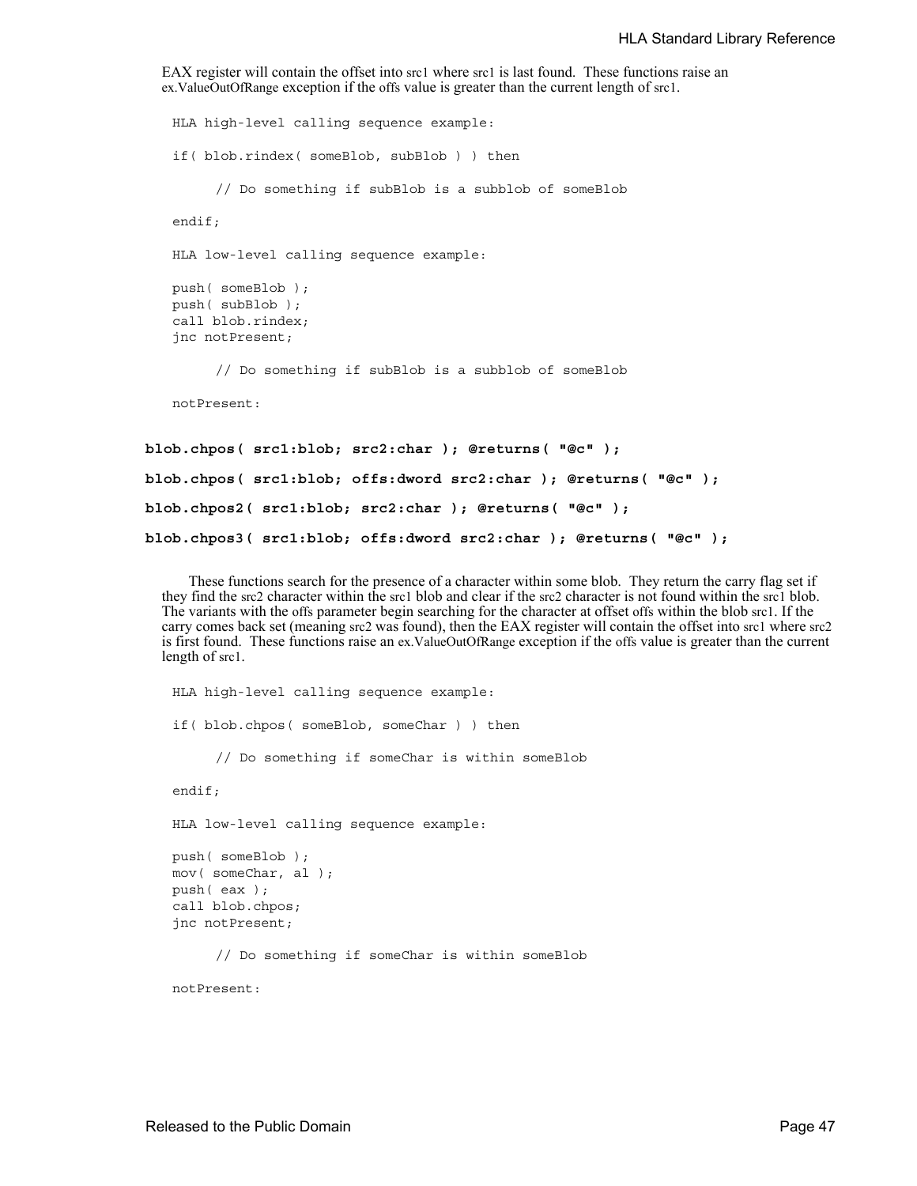EAX register will contain the offset into src1 where src1 is last found. These functions raise an ex.ValueOutOfRange exception if the offs value is greater than the current length of src1.

```
HLA high-level calling sequence example:

if( blob.rindex( someBlob, subBlob ) ) then

      // Do something if subBlob is a subblob of someBlob

endif;

HLA low-level calling sequence example:

push( someBlob );
push( subBlob );
call blob.rindex;
jnc notPresent;

      // Do something if subBlob is a subblob of someBlob

notPresent:
```

**blob.chpos( src1:blob; src2:char ); @returns( "@c" );**

**blob.chpos( src1:blob; offs:dword src2:char ); @returns( "@c" );**

**blob.chpos2( src1:blob; src2:char ); @returns( "@c" );**

**blob.chpos3( src1:blob; offs:dword src2:char ); @returns( "@c" );**

These functions search for the presence of a character within some blob. They return the carry flag set if they find the src2 character within the src1 blob and clear if the src2 character is not found within the src1 blob. The variants with the offs parameter begin searching for the character at offset offs within the blob src1. If the carry comes back set (meaning src2 was found), then the EAX register will contain the offset into src1 where src2 is first found. These functions raise an ex.ValueOutOfRange exception if the offs value is greater than the current length of src1.

```
HLA high-level calling sequence example:

if( blob.chpos( someBlob, someChar ) ) then

      // Do something if someChar is within someBlob

endif;

HLA low-level calling sequence example:

push( someBlob );
mov( someChar, al );
push( eax );
call blob.chpos;
jnc notPresent;

      // Do something if someChar is within someBlob

notPresent:
```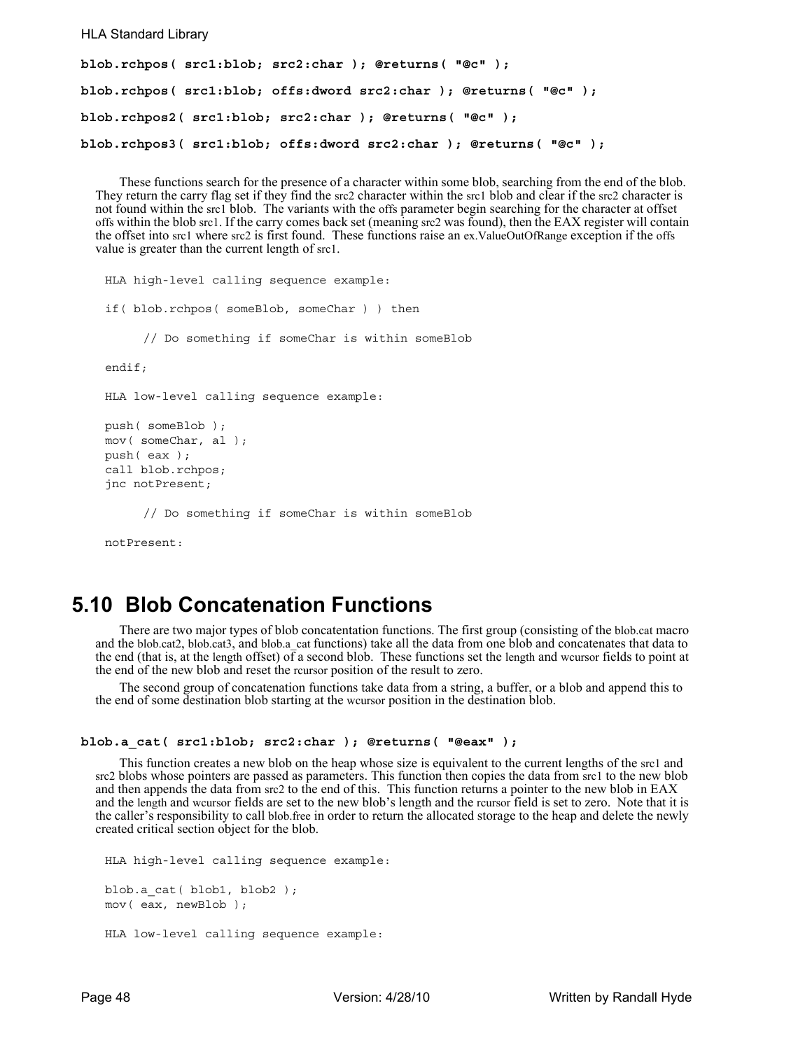```
blob.rchpos( src1:blob; src2:char ); @returns( "@c" );
```

```
blob.rchpos( src1:blob; offs:dword src2:char ); @returns( "@c" );
```

```
blob.rchpos2( src1:blob; src2:char ); @returns( "@c" );
```

```
blob.rchpos3( src1:blob; offs:dword src2:char ); @returns( "@c" );
```

These functions search for the presence of a character within some blob, searching from the end of the blob. They return the carry flag set if they find the src2 character within the src1 blob and clear if the src2 character is not found within the src1 blob. The variants with the offs parameter begin searching for the character at offset offs within the blob src1. If the carry comes back set (meaning src2 was found), then the EAX register will contain the offset into src1 where src2 is first found. These functions raise an ex.ValueOutOfRange exception if the offs value is greater than the current length of src1.

```
HLA high-level calling sequence example:

if( blob.rchpos( someBlob, someChar ) ) then

      // Do something if someChar is within someBlob

endif;

HLA low-level calling sequence example:

push( someBlob );
mov( someChar, al );
push( eax );
call blob.rchpos;
jnc notPresent;

      // Do something if someChar is within someBlob

notPresent:
```

## 5.10 Blob Concatenation Functions

There are two major types of blob concatentation functions. The first group (consisting of the blob.cat macro and the blob.cat2, blob.cat3, and blob.a_cat functions) take all the data from one blob and concatenates that data to the end (that is, at the length offset) of a second blob. These functions set the length and wcursor fields to point at the end of the new blob and reset the rcursor position of the result to zero.

The second group of concatenation functions take data from a string, a buffer, or a blob and append this to the end of some destination blob starting at the wcursor position in the destination blob.

```
blob.a_cat( src1:blob; src2:char ); @returns( "@eax" );
```

This function creates a new blob on the heap whose size is equivalent to the current lengths of the src1 and src2 blobs whose pointers are passed as parameters. This function then copies the data from src1 to the new blob and then appends the data from src2 to the end of this. This function returns a pointer to the new blob in EAX and the length and wcursor fields are set to the new blob's length and the rcursor field is set to zero. Note that it is the caller's responsibility to call blob.free in order to return the allocated storage to the heap and delete the newly created critical section object for the blob.

```
HLA high-level calling sequence example:

blob.a_cat( blob1, blob2 );
mov( eax, newBlob );

HLA low-level calling sequence example:
```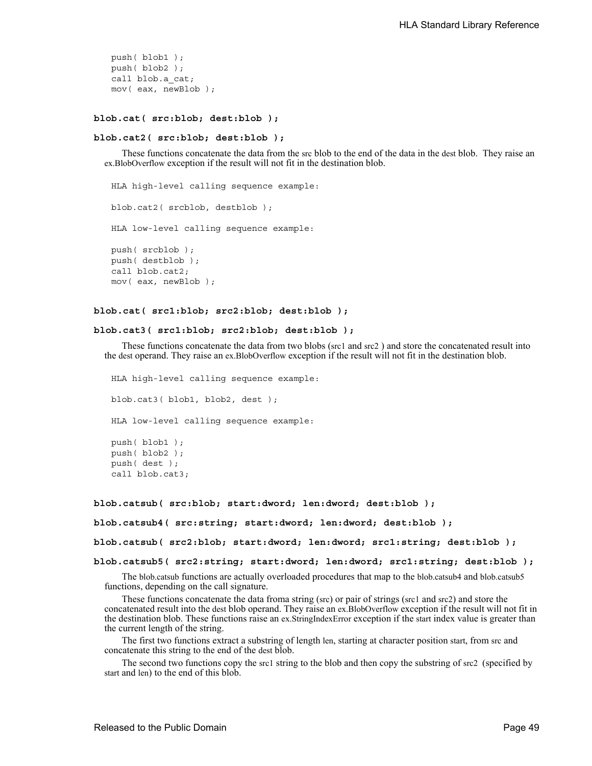```
push( blob1 );
push( blob2 );
call blob.a_cat;
mov( eax, newBlob );
```

#### **blob.cat( src:blob; dest:blob );**

#### **blob.cat2( src:blob; dest:blob );**

These functions concatenate the data from the src blob to the end of the data in the dest blob. They raise an ex.BlobOverflow exception if the result will not fit in the destination blob.

```
HLA high-level calling sequence example:

blob.cat2( srcblob, destblob );

HLA low-level calling sequence example:

push( srcblob );
push( destblob );
call blob.cat2;
mov( eax, newBlob );
```

#### **blob.cat( src1:blob; src2:blob; dest:blob );**

#### **blob.cat3( src1:blob; src2:blob; dest:blob );**

These functions concatenate the data from two blobs (src1 and src2 ) and store the concatenated result into the dest operand. They raise an ex.BlobOverflow exception if the result will not fit in the destination blob.

```
HLA high-level calling sequence example:

blob.cat3( blob1, blob2, dest );

HLA low-level calling sequence example:

push( blob1 );
push( blob2 );
push( dest );
call blob.cat3;
```

#### **blob.catsub( src:blob; start:dword; len:dword; dest:blob );**

#### **blob.catsub4( src:string; start:dword; len:dword; dest:blob );**

#### **blob.catsub( src2:blob; start:dword; len:dword; src1:string; dest:blob );**

#### **blob.catsub5( src2:string; start:dword; len:dword; src1:string; dest:blob );**

The blob.catsub functions are actually overloaded procedures that map to the blob.catsub4 and blob.catsub5 functions, depending on the call signature.

These functions concatenate the data froma string (src) or pair of strings (src1 and src2) and store the concatenated result into the dest blob operand. They raise an ex.BlobOverflow exception if the result will not fit in the destination blob. These functions raise an ex.StringIndexError exception if the start index value is greater than the current length of the string.

The first two functions extract a substring of length len, starting at character position start, from src and concatenate this string to the end of the dest blob.

The second two functions copy the src1 string to the blob and then copy the substring of src2 (specified by start and len) to the end of this blob.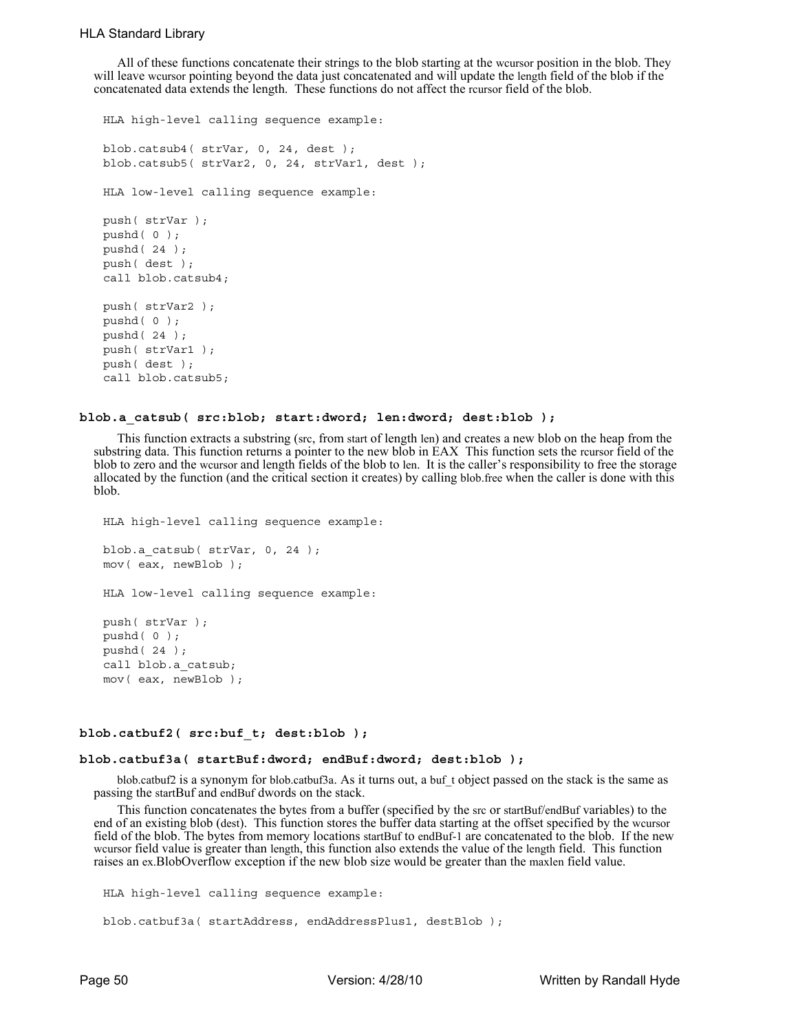All of these functions concatenate their strings to the blob starting at the wcursor position in the blob. They will leave wcursor pointing beyond the data just concatenated and will update the length field of the blob if the concatenated data extends the length. These functions do not affect the rcursor field of the blob.

```
HLA high-level calling sequence example:

blob.catsub4( strVar, 0, 24, dest );
blob.catsub5( strVar2, 0, 24, strVar1, dest );

HLA low-level calling sequence example:

push( strVar );
pushd( 0 );
pushd( 24 );
push( dest );
call blob.catsub4;

push( strVar2 );
pushd( 0 );
pushd( 24 );
push( strVar1 );
push( dest );
call blob.catsub5;
```

**blob.a_catsub( src:blob; start:dword; len:dword; dest:blob );**

This function extracts a substring (src, from start of length len) and creates a new blob on the heap from the substring data. This function returns a pointer to the new blob in EAX This function sets the rcursor field of the blob to zero and the wcursor and length fields of the blob to len. It is the caller's responsibility to free the storage allocated by the function (and the critical section it creates) by calling blob.free when the caller is done with this blob.

```
HLA high-level calling sequence example:

blob.a_catsub( strVar, 0, 24 );
mov( eax, newBlob );

HLA low-level calling sequence example:

push( strVar );
pushd( 0 );
pushd( 24 );
call blob.a_catsub;
mov( eax, newBlob );
```

**blob.catbuf2( src:buf_t; dest:blob );**

**blob.catbuf3a( startBuf:dword; endBuf:dword; dest:blob );**

blob.catbuf2 is a synonym for blob.catbuf3a. As it turns out, a buf_t object passed on the stack is the same as passing the startBuf and endBuf dwords on the stack.

This function concatenates the bytes from a buffer (specified by the src or startBuf/endBuf variables) to the end of an existing blob (dest). This function stores the buffer data starting at the offset specified by the wcursor field of the blob. The bytes from memory locations startBuf to endBuf-1 are concatenated to the blob. If the new wcursor field value is greater than length, this function also extends the value of the length field. This function raises an ex.BlobOverflow exception if the new blob size would be greater than the maxlen field value.

```
HLA high-level calling sequence example:

blob.catbuf3a( startAddress, endAddressPlus1, destBlob );
```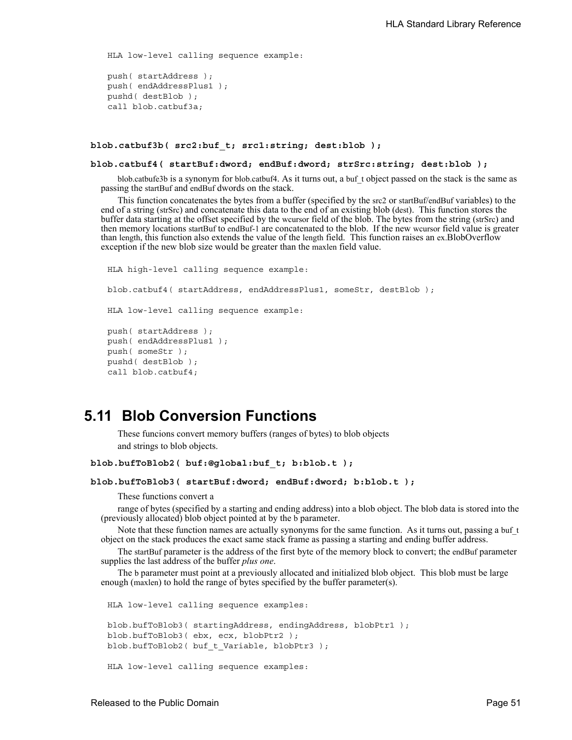```
HLA low-level calling sequence example:

push( startAddress );
push( endAddressPlus1 );
pushd( destBlob );
call blob.catbuf3a;
```

**blob.catbuf3b( src2:buf_t; src1:string; dest:blob );**

**blob.catbuf4( startBuf:dword; endBuf:dword; strSrc:string; dest:blob );**

blob.catbufe3b is a synonym for blob.catbuf4. As it turns out, a buf_t object passed on the stack is the same as passing the startBuf and endBuf dwords on the stack.

This function concatenates the bytes from a buffer (specified by the src2 or startBuf/endBuf variables) to the end of a string (strSrc) and concatenate this data to the end of an existing blob (dest). This function stores the buffer data starting at the offset specified by the wcursor field of the blob. The bytes from the string (strSrc) and then memory locations startBuf to endBuf-1 are concatenated to the blob. If the new wcursor field value is greater than length, this function also extends the value of the length field. This function raises an ex.BlobOverflow exception if the new blob size would be greater than the maxlen field value.

```
HLA high-level calling sequence example:

blob.catbuf4( startAddress, endAddressPlus1, someStr, destBlob );

HLA low-level calling sequence example:

push( startAddress );
push( endAddressPlus1 );
push( someStr );
pushd( destBlob );
call blob.catbuf4;
```

## 5.11 Blob Conversion Functions

These funcions convert memory buffers (ranges of bytes) to blob objects and strings to blob objects.

**blob.bufToBlob2( buf:@global:buf_t; b:blob.t );**

**blob.bufToBlob3( startBuf:dword; endBuf:dword; b:blob.t );**

These functions convert a range of bytes (specified by a starting and ending address) into a blob object. The blob data is stored into the (previously allocated) blob object pointed at by the b parameter.

Note that these function names are actually synonyms for the same function. As it turns out, passing a buf_t object on the stack produces the exact same stack frame as passing a starting and ending buffer address.

The startBuf parameter is the address of the first byte of the memory block to convert; the endBuf parameter supplies the last address of the buffer *plus one*.

The b parameter must point at a previously allocated and initialized blob object. This blob must be large enough (maxlen) to hold the range of bytes specified by the buffer parameter(s).

```
HLA low-level calling sequence examples:

blob.bufToBlob3( startingAddress, endingAddress, blobPtr1 );
blob.bufToBlob3( ebx, ecx, blobPtr2 );
blob.bufToBlob2( buf_t_Variable, blobPtr3 );

HLA low-level calling sequence examples:
```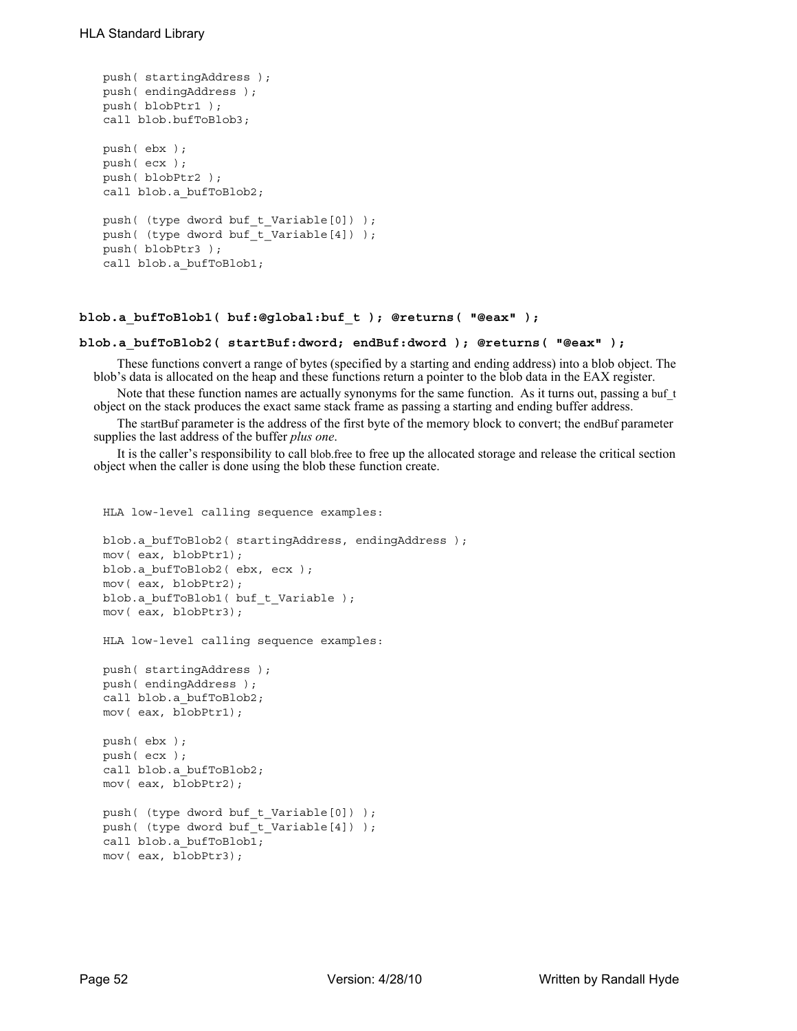```
push( startingAddress );
push( endingAddress );
push( blobPtr1 );
call blob.bufToBlob3;

push( ebx );
push( ecx );
push( blobPtr2 );
call blob.a_bufToBlob2;

push( (type dword buf_t_Variable[0]) );
push( (type dword buf_t_Variable[4]) );
push( blobPtr3 );
call blob.a_bufToBlob1;
```

#### blob.a_bufToBlob1( buf:@global:buf_t ); @returns( "@eax" );

#### blob.a_bufToBlob2( startBuf:dword; endBuf:dword ); @returns( "@eax" );

These functions convert a range of bytes (specified by a starting and ending address) into a blob object. The blob's data is allocated on the heap and these functions return a pointer to the blob data in the EAX register.

Note that these function names are actually synonyms for the same function. As it turns out, passing a buf_t object on the stack produces the exact same stack frame as passing a starting and ending buffer address.

The startBuf parameter is the address of the first byte of the memory block to convert; the endBuf parameter supplies the last address of the buffer *plus one*.

It is the caller's responsibility to call blob.free to free up the allocated storage and release the critical section object when the caller is done using the blob these function create.

```
HLA low-level calling sequence examples:

blob.a_bufToBlob2( startingAddress, endingAddress );
mov( eax, blobPtr1);
blob.a_bufToBlob2( ebx, ecx );
mov( eax, blobPtr2);
blob.a_bufToBlob1( buf_t_Variable );
mov( eax, blobPtr3);

HLA low-level calling sequence examples:

push( startingAddress );
push( endingAddress );
call blob.a_bufToBlob2;
mov( eax, blobPtr1);

push( ebx );
push( ecx );
call blob.a_bufToBlob2;
mov( eax, blobPtr2);

push( (type dword buf_t_Variable[0]) );
push( (type dword buf_t_Variable[4]) );
call blob.a_bufToBlob1;
mov( eax, blobPtr3);
```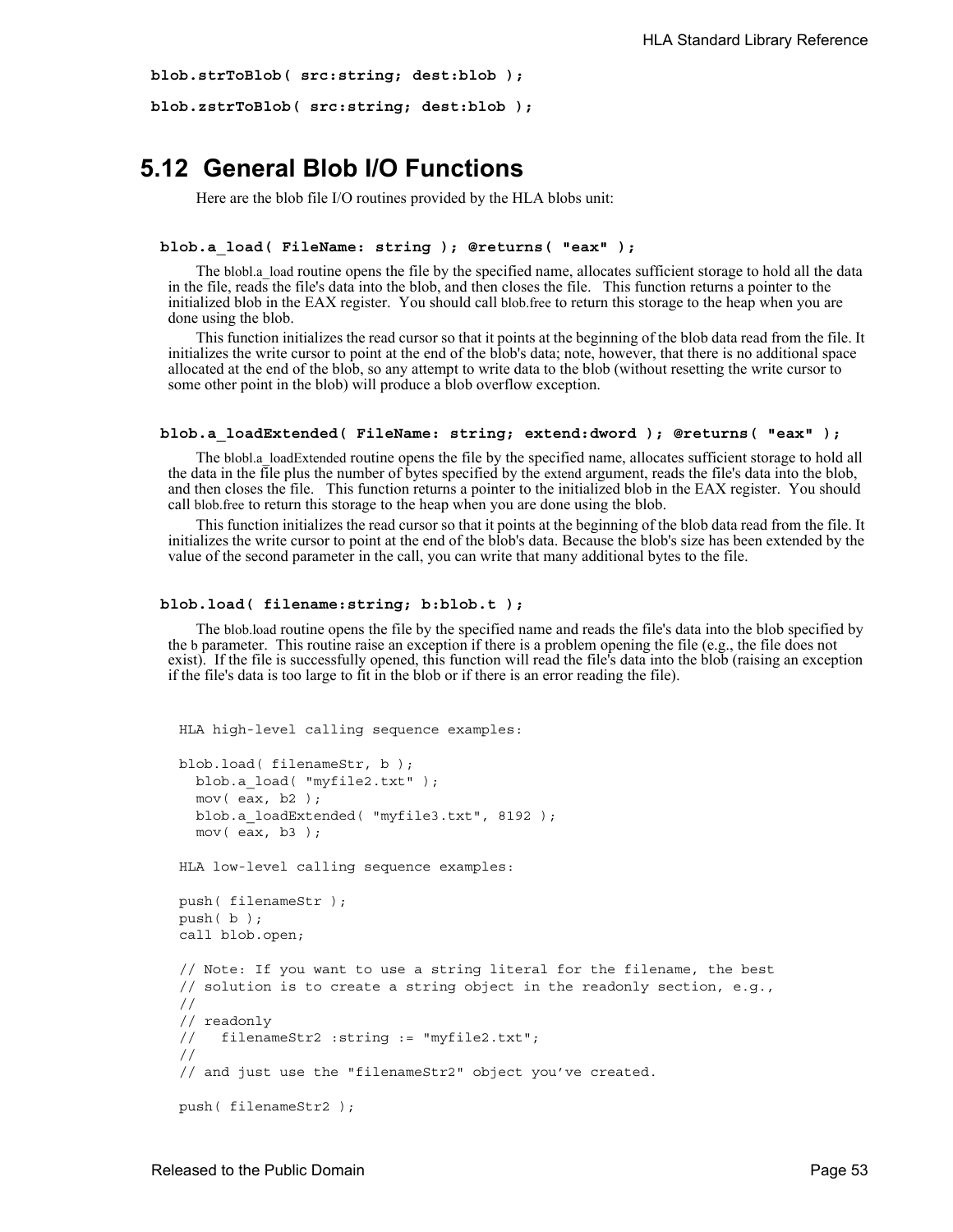**blob.strToBlob( src:string; dest:blob );**

**blob.zstrToBlob( src:string; dest:blob );**

## 5.12 General Blob I/O Functions

Here are the blob file I/O routines provided by the HLA blobs unit:

**blob.a_load( FileName: string ); @returns( "eax" );**

The blobl.a_load routine opens the file by the specified name, allocates sufficient storage to hold all the data in the file, reads the file's data into the blob, and then closes the file. This function returns a pointer to the initialized blob in the EAX register. You should call blob.free to return this storage to the heap when you are done using the blob.

This function initializes the read cursor so that it points at the beginning of the blob data read from the file. It initializes the write cursor to point at the end of the blob's data; note, however, that there is no additional space allocated at the end of the blob, so any attempt to write data to the blob (without resetting the write cursor to some other point in the blob) will produce a blob overflow exception.

**blob.a_loadExtended( FileName: string; extend:dword ); @returns( "eax" );**

The blobl.a_loadExtended routine opens the file by the specified name, allocates sufficient storage to hold all the data in the file plus the number of bytes specified by the extend argument, reads the file's data into the blob, and then closes the file. This function returns a pointer to the initialized blob in the EAX register. You should call blob.free to return this storage to the heap when you are done using the blob.

This function initializes the read cursor so that it points at the beginning of the blob data read from the file. It initializes the write cursor to point at the end of the blob's data. Because the blob's size has been extended by the value of the second parameter in the call, you can write that many additional bytes to the file.

**blob.load( filename:string; b:blob.t );**

The blob.load routine opens the file by the specified name and reads the file's data into the blob specified by the b parameter. This routine raise an exception if there is a problem opening the file (e.g., the file does not exist). If the file is successfully opened, this function will read the file's data into the blob (raising an exception if the file's data is too large to fit in the blob or if there is an error reading the file).

```
HLA high-level calling sequence examples:

blob.load( filenameStr, b );
  blob.a_load( "myfile2.txt" );
  mov( eax, b2 );
  blob.a_loadExtended( "myfile3.txt", 8192 );
  mov( eax, b3 );

HLA low-level calling sequence examples:

push( filenameStr );
push( b );
call blob.open;

// Note: If you want to use a string literal for the filename, the best
// solution is to create a string object in the readonly section, e.g.,
//
// readonly
//   filenameStr2 :string := "myfile2.txt";
//
// and just use the "filenameStr2" object you've created.

push( filenameStr2 );
```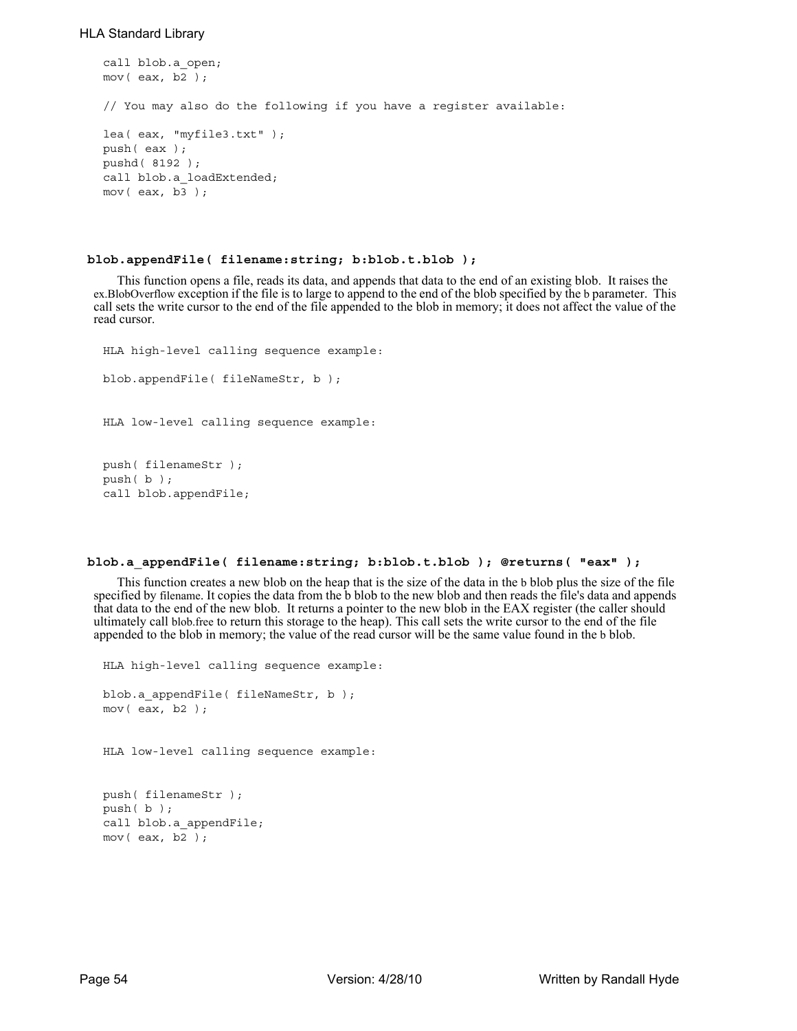```
call blob.a_open;
mov( eax, b2 );

// You may also do the following if you have a register available:

lea( eax, "myfile3.txt" );
push( eax );
pushd( 8192 );
call blob.a_loadExtended;
mov( eax, b3 );
```

#### blob.appendFile( filename:string; b:blob.t.blob );

This function opens a file, reads its data, and appends that data to the end of an existing blob. It raises the ex.BlobOverflow exception if the file is to large to append to the end of the blob specified by the b parameter. This call sets the write cursor to the end of the file appended to the blob in memory; it does not affect the value of the read cursor.

```
HLA high-level calling sequence example:

blob.appendFile( fileNameStr, b );


HLA low-level calling sequence example:


push( filenameStr );
push( b );
call blob.appendFile;
```

#### blob.a_appendFile( filename:string; b:blob.t.blob ); @returns( "eax" );

This function creates a new blob on the heap that is the size of the data in the b blob plus the size of the file specified by filename. It copies the data from the b blob to the new blob and then reads the file's data and appends that data to the end of the new blob. It returns a pointer to the new blob in the EAX register (the caller should ultimately call blob.free to return this storage to the heap). This call sets the write cursor to the end of the file appended to the blob in memory; the value of the read cursor will be the same value found in the b blob.

```
HLA high-level calling sequence example:

blob.a_appendFile( fileNameStr, b );
mov( eax, b2 );


HLA low-level calling sequence example:


push( filenameStr );
push( b );
call blob.a_appendFile;
mov( eax, b2 );
```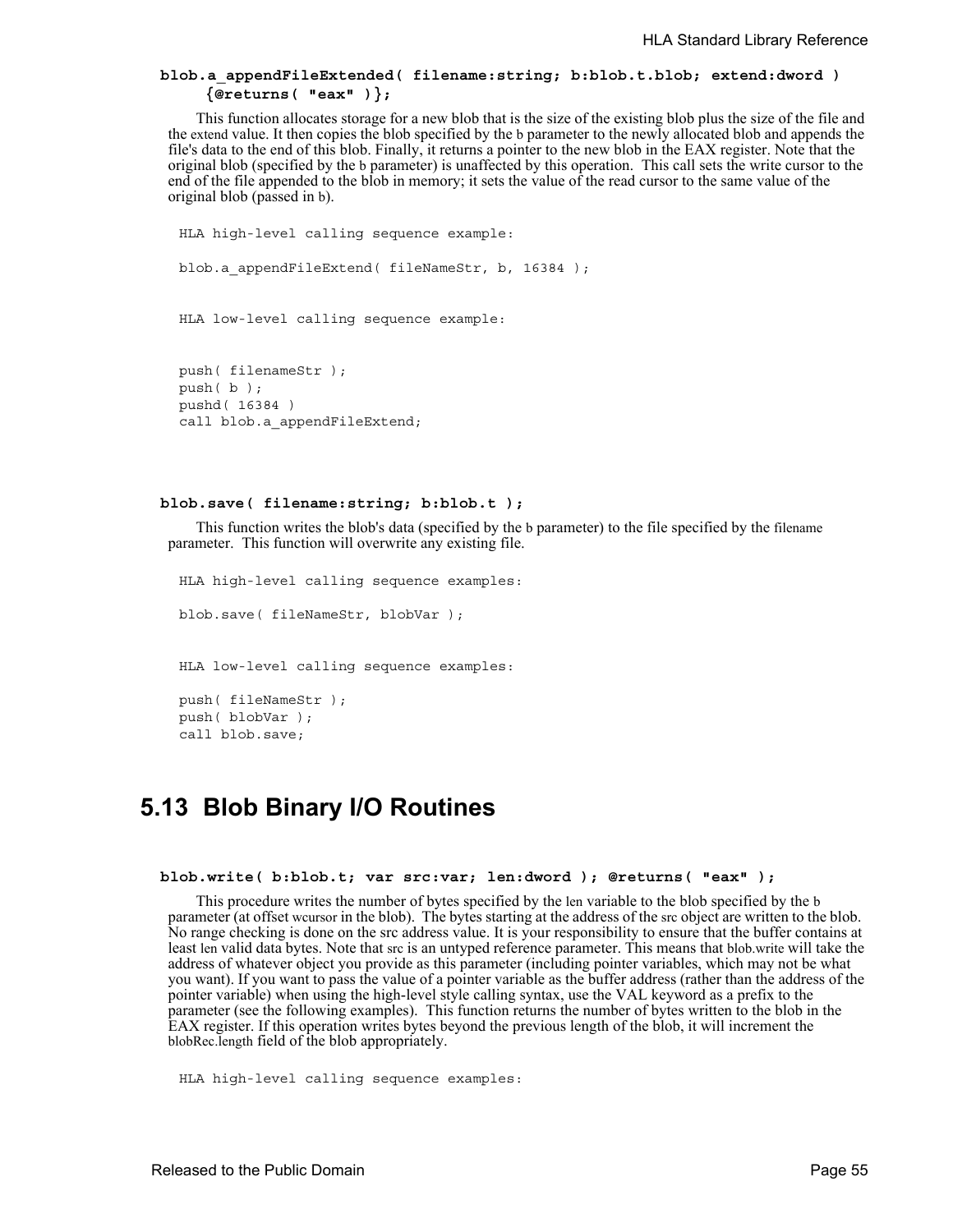**blob.a_appendFileExtended( filename:string; b:blob.t.blob; extend:dword ) {@returns( "eax" )};**

This function allocates storage for a new blob that is the size of the existing blob plus the size of the file and the extend value. It then copies the blob specified by the b parameter to the newly allocated blob and appends the file's data to the end of this blob. Finally, it returns a pointer to the new blob in the EAX register. Note that the original blob (specified by the b parameter) is unaffected by this operation. This call sets the write cursor to the end of the file appended to the blob in memory; it sets the value of the read cursor to the same value of the original blob (passed in b).

```
HLA high-level calling sequence example:

blob.a_appendFileExtend( fileNameStr, b, 16384 );


HLA low-level calling sequence example:


push( filenameStr );
push( b );
pushd( 16384 )
call blob.a_appendFileExtend;
```

**blob.save( filename:string; b:blob.t );**

This function writes the blob's data (specified by the b parameter) to the file specified by the filename parameter. This function will overwrite any existing file.

```
HLA high-level calling sequence examples:

blob.save( fileNameStr, blobVar );


HLA low-level calling sequence examples:

push( fileNameStr );
push( blobVar );
call blob.save;
```

## 5.13 Blob Binary I/O Routines

**blob.write( b:blob.t; var src:var; len:dword ); @returns( "eax" );**

This procedure writes the number of bytes specified by the len variable to the blob specified by the b parameter (at offset wcursor in the blob). The bytes starting at the address of the src object are written to the blob. No range checking is done on the src address value. It is your responsibility to ensure that the buffer contains at least len valid data bytes. Note that src is an untyped reference parameter. This means that blob.write will take the address of whatever object you provide as this parameter (including pointer variables, which may not be what you want). If you want to pass the value of a pointer variable as the buffer address (rather than the address of the pointer variable) when using the high-level style calling syntax, use the VAL keyword as a prefix to the parameter (see the following examples). This function returns the number of bytes written to the blob in the EAX register. If this operation writes bytes beyond the previous length of the blob, it will increment the blobRec.length field of the blob appropriately.

```
HLA high-level calling sequence examples:
```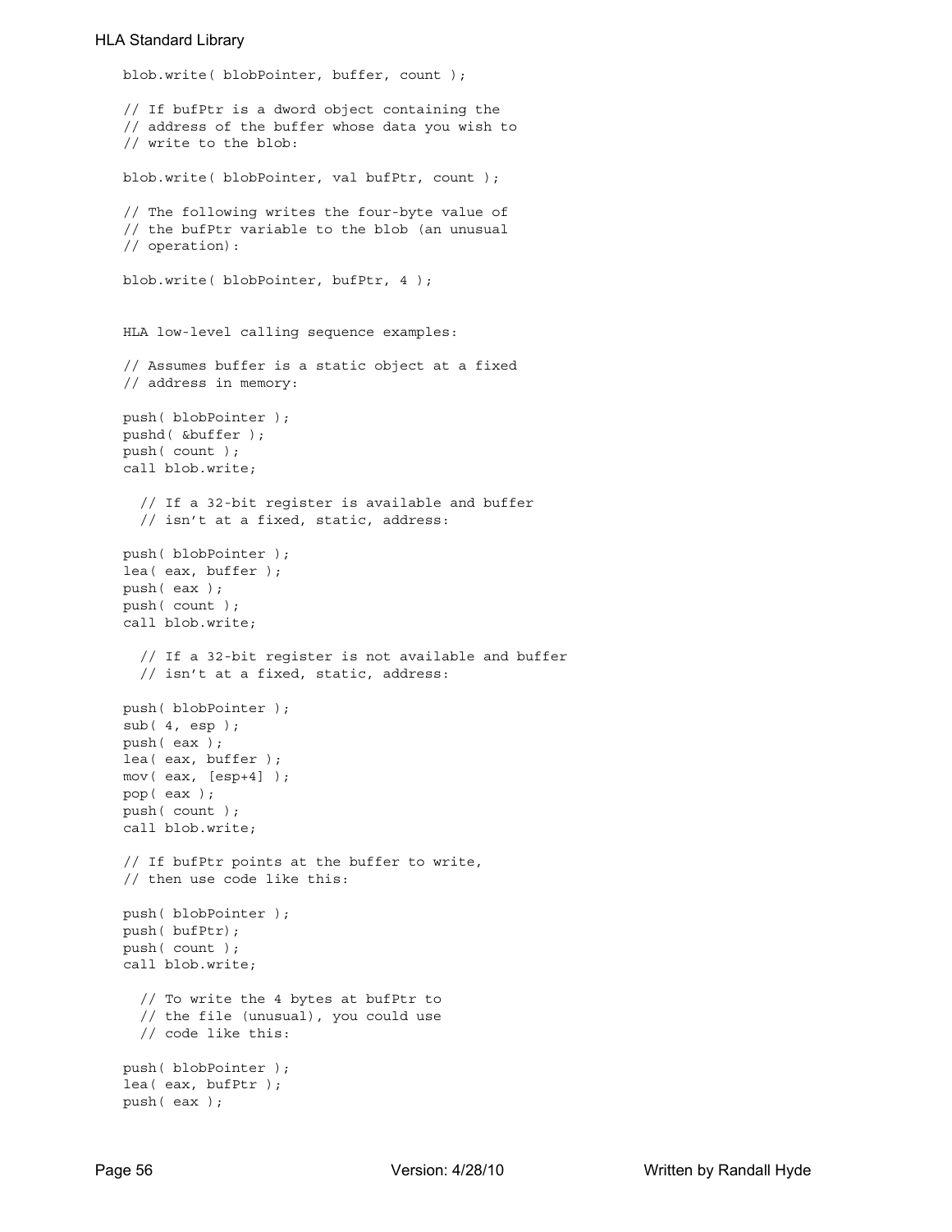```
blob.write( blobPointer, buffer, count );

// If bufPtr is a dword object containing the
// address of the buffer whose data you wish to
// write to the blob:

blob.write( blobPointer, val bufPtr, count );

// The following writes the four-byte value of
// the bufPtr variable to the blob (an unusual
// operation):

blob.write( blobPointer, bufPtr, 4 );


HLA low-level calling sequence examples:

// Assumes buffer is a static object at a fixed
// address in memory:

push( blobPointer );
pushd( &buffer );
push( count );
call blob.write;

  // If a 32-bit register is available and buffer
  // isn't at a fixed, static, address:

push( blobPointer );
lea( eax, buffer );
push( eax );
push( count );
call blob.write;

  // If a 32-bit register is not available and buffer
  // isn't at a fixed, static, address:

push( blobPointer );
sub( 4, esp );
push( eax );
lea( eax, buffer );
mov( eax, [esp+4] );
pop( eax );
push( count );
call blob.write;

// If bufPtr points at the buffer to write,
// then use code like this:

push( blobPointer );
push( bufPtr);
push( count );
call blob.write;

  // To write the 4 bytes at bufPtr to
  // the file (unusual), you could use
  // code like this:

push( blobPointer );
lea( eax, bufPtr );
push( eax );
```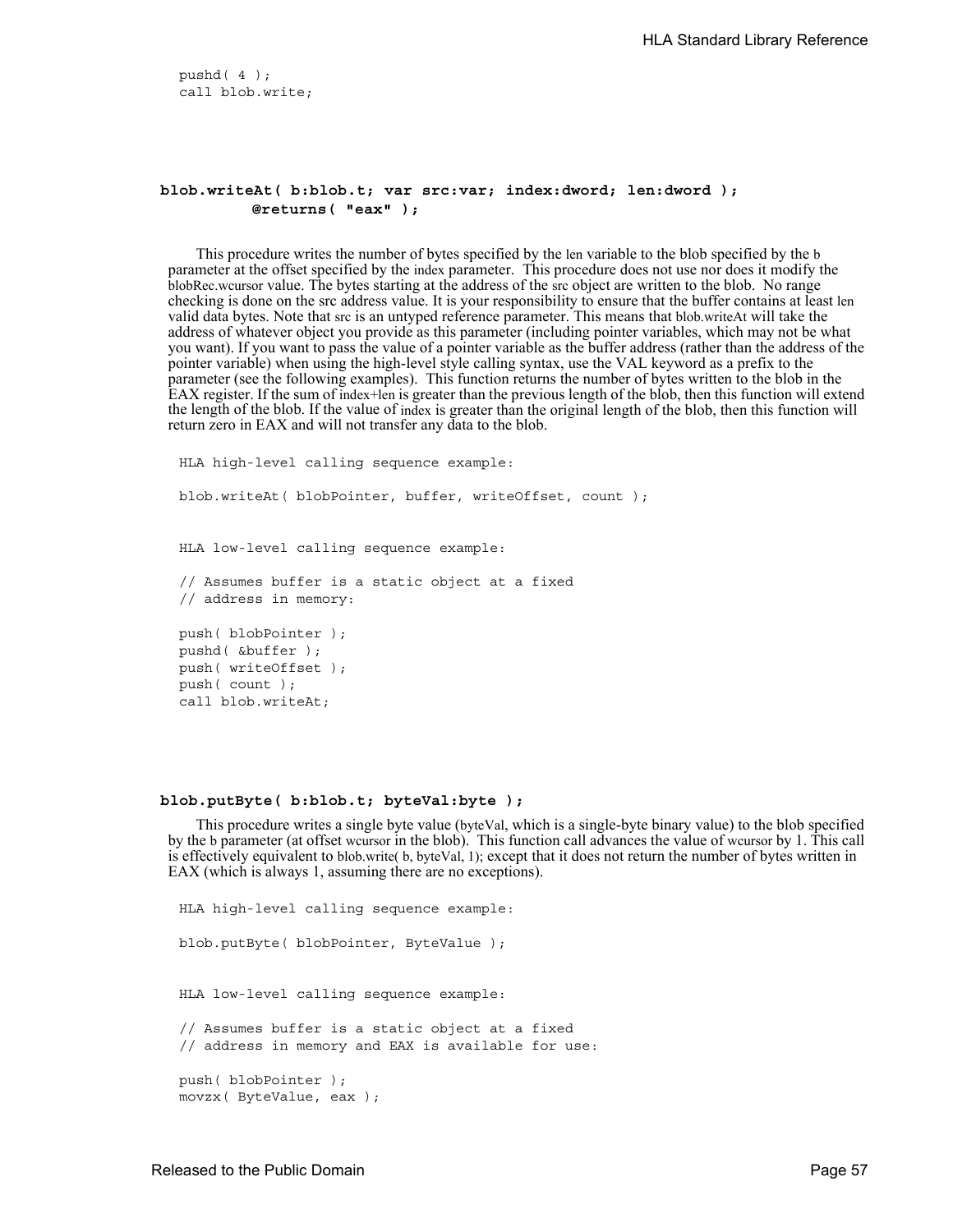```
pushd( 4 );
call blob.write;
```

### blob.writeAt( b:blob.t; var src:var; index:dword; len:dword ); @returns( "eax" );

This procedure writes the number of bytes specified by the len variable to the blob specified by the b parameter at the offset specified by the index parameter. This procedure does not use nor does it modify the blobRec.wcursor value. The bytes starting at the address of the src object are written to the blob. No range checking is done on the src address value. It is your responsibility to ensure that the buffer contains at least len valid data bytes. Note that src is an untyped reference parameter. This means that blob.writeAt will take the address of whatever object you provide as this parameter (including pointer variables, which may not be what you want). If you want to pass the value of a pointer variable as the buffer address (rather than the address of the pointer variable) when using the high-level style calling syntax, use the VAL keyword as a prefix to the parameter (see the following examples). This function returns the number of bytes written to the blob in the EAX register. If the sum of index+len is greater than the previous length of the blob, then this function will extend the length of the blob. If the value of index is greater than the original length of the blob, then this function will return zero in EAX and will not transfer any data to the blob.

```
HLA high-level calling sequence example:

blob.writeAt( blobPointer, buffer, writeOffset, count );


HLA low-level calling sequence example:

// Assumes buffer is a static object at a fixed
// address in memory:

push( blobPointer );
pushd( &buffer );
push( writeOffset );
push( count );
call blob.writeAt;
```

### blob.putByte( b:blob.t; byteVal:byte );

This procedure writes a single byte value (byteVal, which is a single-byte binary value) to the blob specified by the b parameter (at offset wcursor in the blob). This function call advances the value of wcursor by 1. This call is effectively equivalent to blob.write( b, byteVal, 1); except that it does not return the number of bytes written in EAX (which is always 1, assuming there are no exceptions).

```
HLA high-level calling sequence example:

blob.putByte( blobPointer, ByteValue );


HLA low-level calling sequence example:

// Assumes buffer is a static object at a fixed
// address in memory and EAX is available for use:

push( blobPointer );
movzx( ByteValue, eax );
```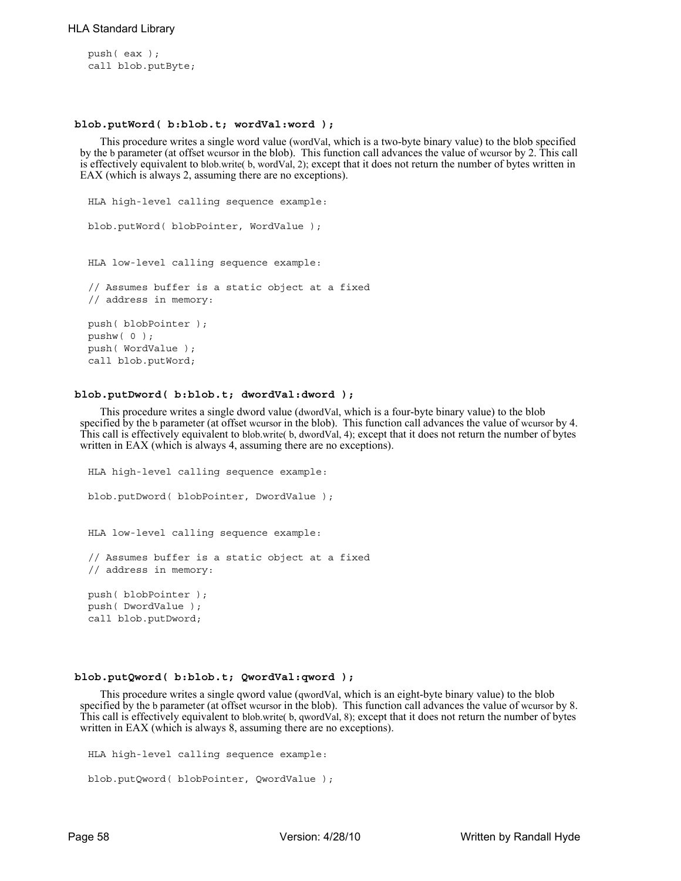```
push( eax );
call blob.putByte;
```

#### blob.putWord( b:blob.t; wordVal:word );

This procedure writes a single word value (wordVal, which is a two-byte binary value) to the blob specified by the b parameter (at offset wcursor in the blob). This function call advances the value of wcursor by 2. This call is effectively equivalent to blob.write( b, wordVal, 2); except that it does not return the number of bytes written in EAX (which is always 2, assuming there are no exceptions).

```
HLA high-level calling sequence example:

blob.putWord( blobPointer, WordValue );


HLA low-level calling sequence example:

// Assumes buffer is a static object at a fixed
// address in memory:

push( blobPointer );
pushw( 0 );
push( WordValue );
call blob.putWord;
```

#### blob.putDword( b:blob.t; dwordVal:dword );

This procedure writes a single dword value (dwordVal, which is a four-byte binary value) to the blob specified by the b parameter (at offset wcursor in the blob). This function call advances the value of wcursor by 4. This call is effectively equivalent to blob.write( b, dwordVal, 4); except that it does not return the number of bytes written in EAX (which is always 4, assuming there are no exceptions).

```
HLA high-level calling sequence example:

blob.putDword( blobPointer, DwordValue );


HLA low-level calling sequence example:

// Assumes buffer is a static object at a fixed
// address in memory:

push( blobPointer );
push( DwordValue );
call blob.putDword;
```

#### blob.putQword( b:blob.t; QwordVal:qword );

This procedure writes a single qword value (qwordVal, which is an eight-byte binary value) to the blob specified by the b parameter (at offset wcursor in the blob). This function call advances the value of wcursor by 8. This call is effectively equivalent to blob.write( b, qwordVal, 8); except that it does not return the number of bytes written in EAX (which is always 8, assuming there are no exceptions).

```
HLA high-level calling sequence example:

blob.putQword( blobPointer, QwordValue );
```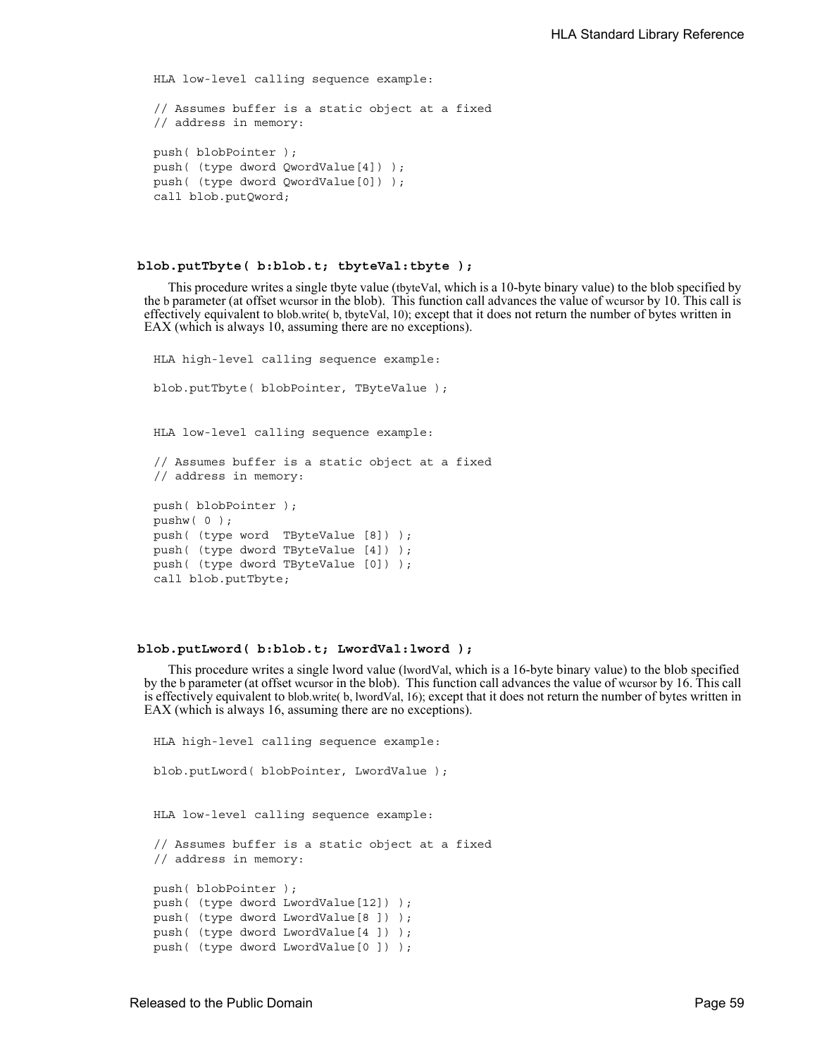```
HLA low-level calling sequence example:

// Assumes buffer is a static object at a fixed
// address in memory:

push( blobPointer );
push( (type dword QwordValue[4]) );
push( (type dword QwordValue[0]) );
call blob.putQword;
```

### blob.putTbyte( b:blob.t; tbyteVal:tbyte );

This procedure writes a single tbyte value (tbyteVal, which is a 10-byte binary value) to the blob specified by the b parameter (at offset wcursor in the blob). This function call advances the value of wcursor by 10. This call is effectively equivalent to blob.write( b, tbyteVal, 10); except that it does not return the number of bytes written in EAX (which is always 10, assuming there are no exceptions).

```
HLA high-level calling sequence example:

blob.putTbyte( blobPointer, TByteValue );


HLA low-level calling sequence example:

// Assumes buffer is a static object at a fixed
// address in memory:

push( blobPointer );
pushw( 0 );
push( (type word  TByteValue [8]) );
push( (type dword TByteValue [4]) );
push( (type dword TByteValue [0]) );
call blob.putTbyte;
```

### blob.putLword( b:blob.t; LwordVal:lword );

This procedure writes a single lword value (lwordVal, which is a 16-byte binary value) to the blob specified by the b parameter (at offset wcursor in the blob). This function call advances the value of wcursor by 16. This call is effectively equivalent to blob.write( b, lwordVal, 16); except that it does not return the number of bytes written in EAX (which is always 16, assuming there are no exceptions).

```
HLA high-level calling sequence example:

blob.putLword( blobPointer, LwordValue );


HLA low-level calling sequence example:

// Assumes buffer is a static object at a fixed
// address in memory:

push( blobPointer );
push( (type dword LwordValue[12]) );
push( (type dword LwordValue[8 ]) );
push( (type dword LwordValue[4 ]) );
push( (type dword LwordValue[0 ]) );
```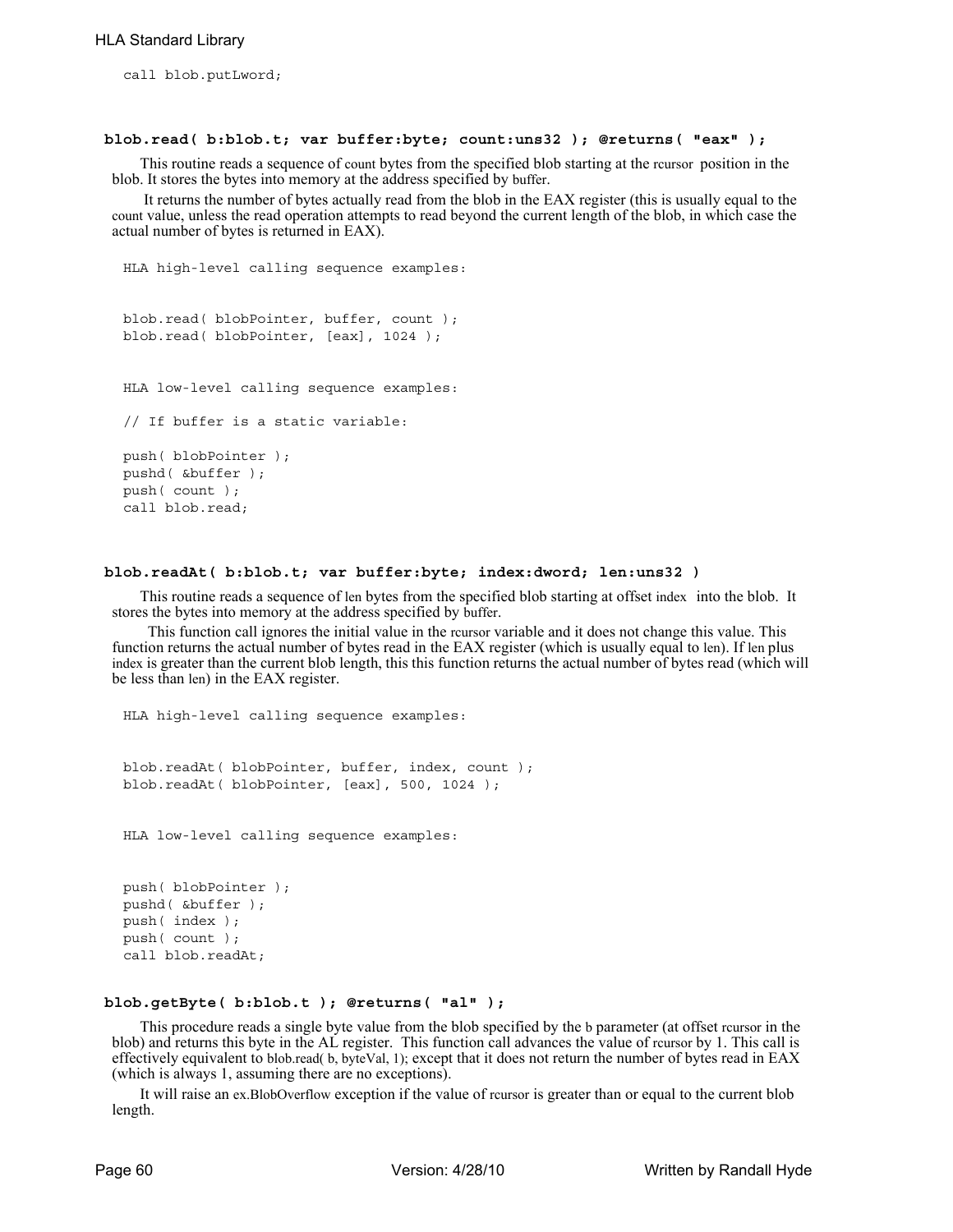```
call blob.putLword;
```

### blob.read( b:blob.t; var buffer:byte; count:uns32 ); @returns( "eax" );

This routine reads a sequence of count bytes from the specified blob starting at the rcursor position in the blob. It stores the bytes into memory at the address specified by buffer.

It returns the number of bytes actually read from the blob in the EAX register (this is usually equal to the count value, unless the read operation attempts to read beyond the current length of the blob, in which case the actual number of bytes is returned in EAX).

```
HLA high-level calling sequence examples:


blob.read( blobPointer, buffer, count );
blob.read( blobPointer, [eax], 1024 );


HLA low-level calling sequence examples:

// If buffer is a static variable:

push( blobPointer );
pushd( &buffer );
push( count );
call blob.read;
```

### blob.readAt( b:blob.t; var buffer:byte; index:dword; len:uns32 )

This routine reads a sequence of len bytes from the specified blob starting at offset index into the blob. It stores the bytes into memory at the address specified by buffer.

This function call ignores the initial value in the rcursor variable and it does not change this value. This function returns the actual number of bytes read in the EAX register (which is usually equal to len). If len plus index is greater than the current blob length, this this function returns the actual number of bytes read (which will be less than len) in the EAX register.

```
HLA high-level calling sequence examples:


blob.readAt( blobPointer, buffer, index, count );
blob.readAt( blobPointer, [eax], 500, 1024 );


HLA low-level calling sequence examples:


push( blobPointer );
pushd( &buffer );
push( index );
push( count );
call blob.readAt;
```

### blob.getByte( b:blob.t ); @returns( "al" );

This procedure reads a single byte value from the blob specified by the b parameter (at offset rcursor in the blob) and returns this byte in the AL register. This function call advances the value of rcursor by 1. This call is effectively equivalent to blob.read( b, byteVal, 1); except that it does not return the number of bytes read in EAX (which is always 1, assuming there are no exceptions).

It will raise an ex.BlobOverflow exception if the value of rcursor is greater than or equal to the current blob length.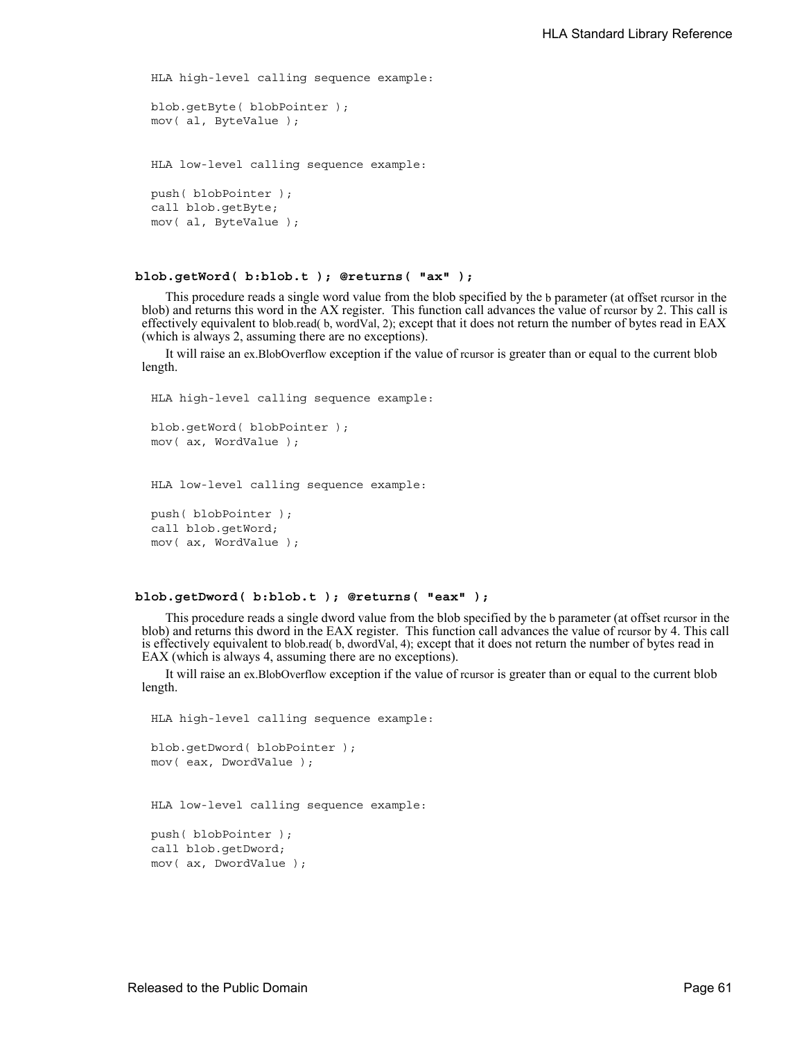HLA high-level calling sequence example:

```
blob.getByte( blobPointer );
mov( al, ByteValue );
```

HLA low-level calling sequence example:

```
push( blobPointer );
call blob.getByte;
mov( al, ByteValue );
```

### blob.getWord( b:blob.t ); @returns( "ax" );

This procedure reads a single word value from the blob specified by the b parameter (at offset rcursor in the blob) and returns this word in the AX register. This function call advances the value of rcursor by 2. This call is effectively equivalent to blob.read( b, wordVal, 2); except that it does not return the number of bytes read in EAX (which is always 2, assuming there are no exceptions).

It will raise an ex.BlobOverflow exception if the value of rcursor is greater than or equal to the current blob length.

HLA high-level calling sequence example:

```
blob.getWord( blobPointer );
mov( ax, WordValue );
```

HLA low-level calling sequence example:

```
push( blobPointer );
call blob.getWord;
mov( ax, WordValue );
```

### blob.getDword( b:blob.t ); @returns( "eax" );

This procedure reads a single dword value from the blob specified by the b parameter (at offset rcursor in the blob) and returns this dword in the EAX register. This function call advances the value of rcursor by 4. This call is effectively equivalent to blob.read( b, dwordVal, 4); except that it does not return the number of bytes read in EAX (which is always 4, assuming there are no exceptions).

It will raise an ex.BlobOverflow exception if the value of rcursor is greater than or equal to the current blob length.

HLA high-level calling sequence example:

```
blob.getDword( blobPointer );
mov( eax, DwordValue );
```

HLA low-level calling sequence example:

```
push( blobPointer );
call blob.getDword;
mov( ax, DwordValue );
```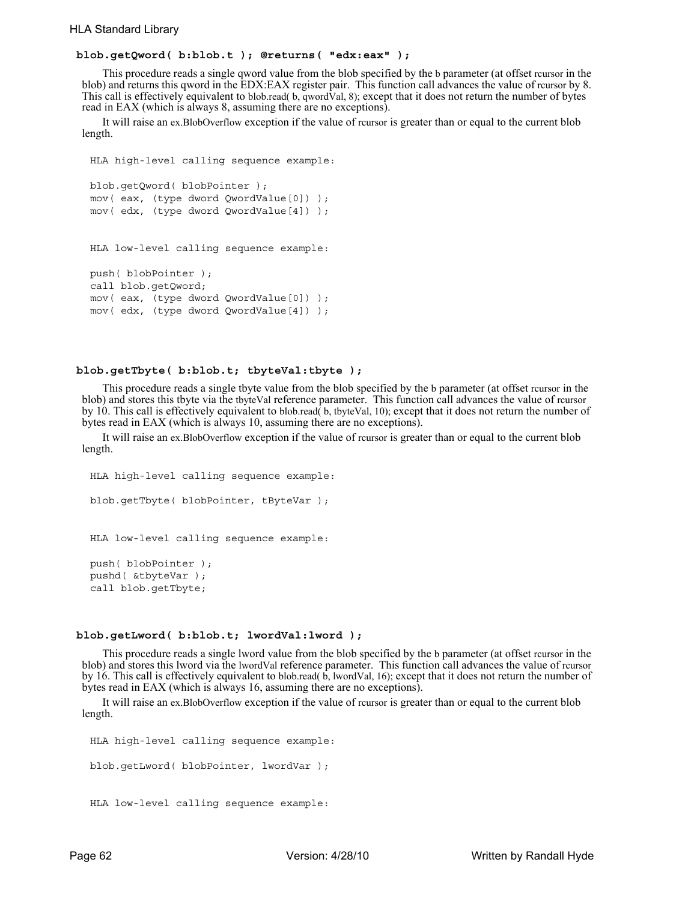### blob.getQword( b:blob.t ); @returns( "edx:eax" );

This procedure reads a single qword value from the blob specified by the b parameter (at offset rcursor in the blob) and returns this qword in the EDX:EAX register pair. This function call advances the value of rcursor by 8. This call is effectively equivalent to blob.read( b, qwordVal, 8); except that it does not return the number of bytes read in EAX (which is always 8, assuming there are no exceptions).

It will raise an ex.BlobOverflow exception if the value of rcursor is greater than or equal to the current blob length.

```
HLA high-level calling sequence example:

blob.getQword( blobPointer );
mov( eax, (type dword QwordValue[0]) );
mov( edx, (type dword QwordValue[4]) );


HLA low-level calling sequence example:

push( blobPointer );
call blob.getQword;
mov( eax, (type dword QwordValue[0]) );
mov( edx, (type dword QwordValue[4]) );
```

### blob.getTbyte( b:blob.t; tbyteVal:tbyte );

This procedure reads a single tbyte value from the blob specified by the b parameter (at offset rcursor in the blob) and stores this tbyte via the tbyteVal reference parameter. This function call advances the value of rcursor by 10. This call is effectively equivalent to blob.read( b, tbyteVal, 10); except that it does not return the number of bytes read in EAX (which is always 10, assuming there are no exceptions).

It will raise an ex.BlobOverflow exception if the value of rcursor is greater than or equal to the current blob length.

```
HLA high-level calling sequence example:

blob.getTbyte( blobPointer, tByteVar );


HLA low-level calling sequence example:

push( blobPointer );
pushd( &tbyteVar );
call blob.getTbyte;
```

### blob.getLword( b:blob.t; lwordVal:lword );

This procedure reads a single lword value from the blob specified by the b parameter (at offset rcursor in the blob) and stores this lword via the lwordVal reference parameter. This function call advances the value of rcursor by 16. This call is effectively equivalent to blob.read( b, lwordVal, 16); except that it does not return the number of bytes read in EAX (which is always 16, assuming there are no exceptions).

It will raise an ex.BlobOverflow exception if the value of rcursor is greater than or equal to the current blob length.

```
HLA high-level calling sequence example:

blob.getLword( blobPointer, lwordVar );


HLA low-level calling sequence example:
```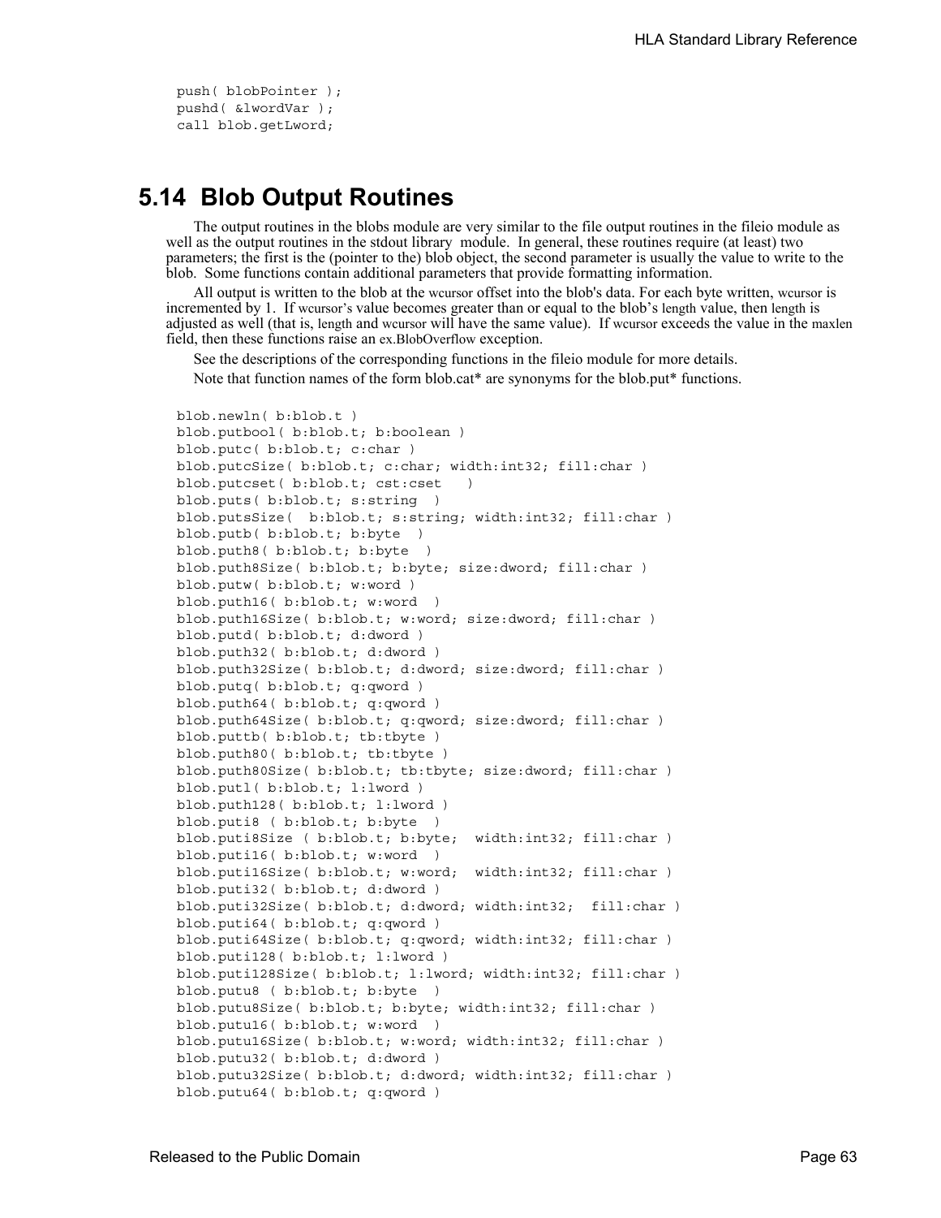```
push( blobPointer );
pushd( &lwordVar );
call blob.getLword;
```

## 5.14 Blob Output Routines

The output routines in the blobs module are very similar to the file output routines in the fileio module as well as the output routines in the stdout library module. In general, these routines require (at least) two parameters; the first is the (pointer to the) blob object, the second parameter is usually the value to write to the blob. Some functions contain additional parameters that provide formatting information.

All output is written to the blob at the wcursor offset into the blob's data. For each byte written, wcursor is incremented by 1. If wcursor's value becomes greater than or equal to the blob's length value, then length is adjusted as well (that is, length and wcursor will have the same value). If wcursor exceeds the value in the maxlen field, then these functions raise an ex.BlobOverflow exception.

See the descriptions of the corresponding functions in the fileio module for more details.

Note that function names of the form blob.cat* are synonyms for the blob.put* functions.

```
blob.newln( b:blob.t )
blob.putbool( b:blob.t; b:boolean )
blob.putc( b:blob.t; c:char )
blob.putcSize( b:blob.t; c:char; width:int32; fill:char )
blob.putcset( b:blob.t; cst:cset   )
blob.puts( b:blob.t; s:string  )
blob.putsSize(  b:blob.t; s:string; width:int32; fill:char )
blob.putb( b:blob.t; b:byte  )
blob.puth8( b:blob.t; b:byte  )
blob.puth8Size( b:blob.t; b:byte; size:dword; fill:char )
blob.putw( b:blob.t; w:word )
blob.puth16( b:blob.t; w:word  )
blob.puth16Size( b:blob.t; w:word; size:dword; fill:char )
blob.putd( b:blob.t; d:dword )
blob.puth32( b:blob.t; d:dword )
blob.puth32Size( b:blob.t; d:dword; size:dword; fill:char )
blob.putq( b:blob.t; q:qword )
blob.puth64( b:blob.t; q:qword )
blob.puth64Size( b:blob.t; q:qword; size:dword; fill:char )
blob.puttb( b:blob.t; tb:tbyte )
blob.puth80( b:blob.t; tb:tbyte )
blob.puth80Size( b:blob.t; tb:tbyte; size:dword; fill:char )
blob.putl( b:blob.t; l:lword )
blob.puth128( b:blob.t; l:lword )
blob.puti8 ( b:blob.t; b:byte  )
blob.puti8Size ( b:blob.t; b:byte;  width:int32; fill:char )
blob.puti16( b:blob.t; w:word  )
blob.puti16Size( b:blob.t; w:word;  width:int32; fill:char )
blob.puti32( b:blob.t; d:dword )
blob.puti32Size( b:blob.t; d:dword; width:int32;  fill:char )
blob.puti64( b:blob.t; q:qword )
blob.puti64Size( b:blob.t; q:qword; width:int32; fill:char )
blob.puti128( b:blob.t; l:lword )
blob.puti128Size( b:blob.t; l:lword; width:int32; fill:char )
blob.putu8 ( b:blob.t; b:byte  )
blob.putu8Size( b:blob.t; b:byte; width:int32; fill:char )
blob.putu16( b:blob.t; w:word  )
blob.putu16Size( b:blob.t; w:word; width:int32; fill:char )
blob.putu32( b:blob.t; d:dword )
blob.putu32Size( b:blob.t; d:dword; width:int32; fill:char )
blob.putu64( b:blob.t; q:qword )
```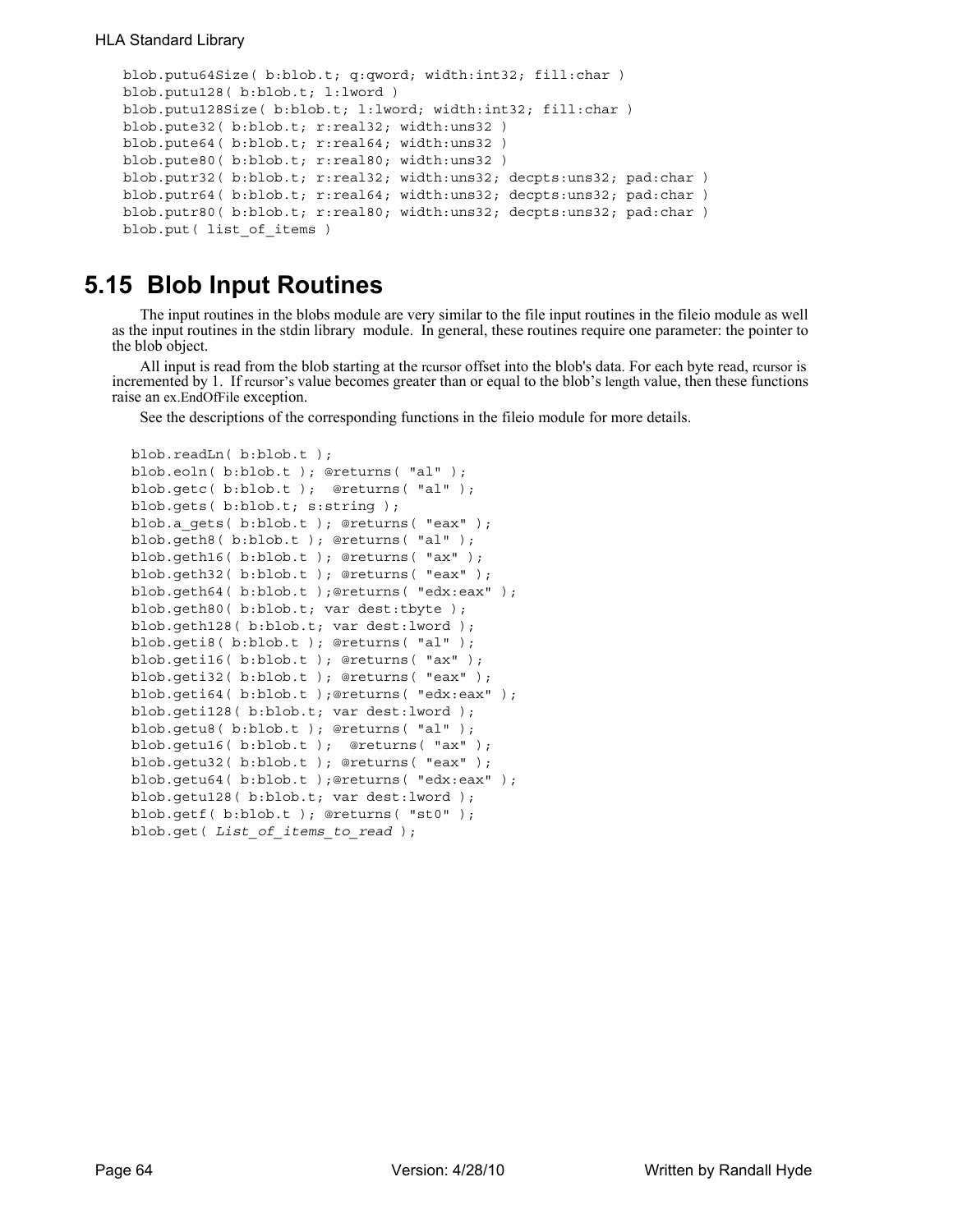```
blob.putu64Size( b:blob.t; q:qword; width:int32; fill:char )
blob.putu128( b:blob.t; l:lword )
blob.putu128Size( b:blob.t; l:lword; width:int32; fill:char )
blob.pute32( b:blob.t; r:real32; width:uns32 )
blob.pute64( b:blob.t; r:real64; width:uns32 )
blob.pute80( b:blob.t; r:real80; width:uns32 )
blob.putr32( b:blob.t; r:real32; width:uns32; decpts:uns32; pad:char )
blob.putr64( b:blob.t; r:real64; width:uns32; decpts:uns32; pad:char )
blob.putr80( b:blob.t; r:real80; width:uns32; decpts:uns32; pad:char )
blob.put( list_of_items )
```

## 5.15 Blob Input Routines

The input routines in the blobs module are very similar to the file input routines in the fileio module as well as the input routines in the stdin library module. In general, these routines require one parameter: the pointer to the blob object.

All input is read from the blob starting at the rcursor offset into the blob's data. For each byte read, rcursor is incremented by 1. If rcursor's value becomes greater than or equal to the blob's length value, then these functions raise an ex.EndOfFile exception.

See the descriptions of the corresponding functions in the fileio module for more details.

```
blob.readLn( b:blob.t );
blob.eoln( b:blob.t ); @returns( "al" );
blob.getc( b:blob.t );  @returns( "al" );
blob.gets( b:blob.t; s:string );
blob.a_gets( b:blob.t ); @returns( "eax" );
blob.geth8( b:blob.t ); @returns( "al" );
blob.geth16( b:blob.t ); @returns( "ax" );
blob.geth32( b:blob.t ); @returns( "eax" );
blob.geth64( b:blob.t );@returns( "edx:eax" );
blob.geth80( b:blob.t; var dest:tbyte );
blob.geth128( b:blob.t; var dest:lword );
blob.geti8( b:blob.t ); @returns( "al" );
blob.geti16( b:blob.t ); @returns( "ax" );
blob.geti32( b:blob.t ); @returns( "eax" );
blob.geti64( b:blob.t );@returns( "edx:eax" );
blob.geti128( b:blob.t; var dest:lword );
blob.getu8( b:blob.t ); @returns( "al" );
blob.getu16( b:blob.t );  @returns( "ax" );
blob.getu32( b:blob.t ); @returns( "eax" );
blob.getu64( b:blob.t );@returns( "edx:eax" );
blob.getu128( b:blob.t; var dest:lword );
blob.getf( b:blob.t ); @returns( "st0" );
blob.get( List_of_items_to_read );
```